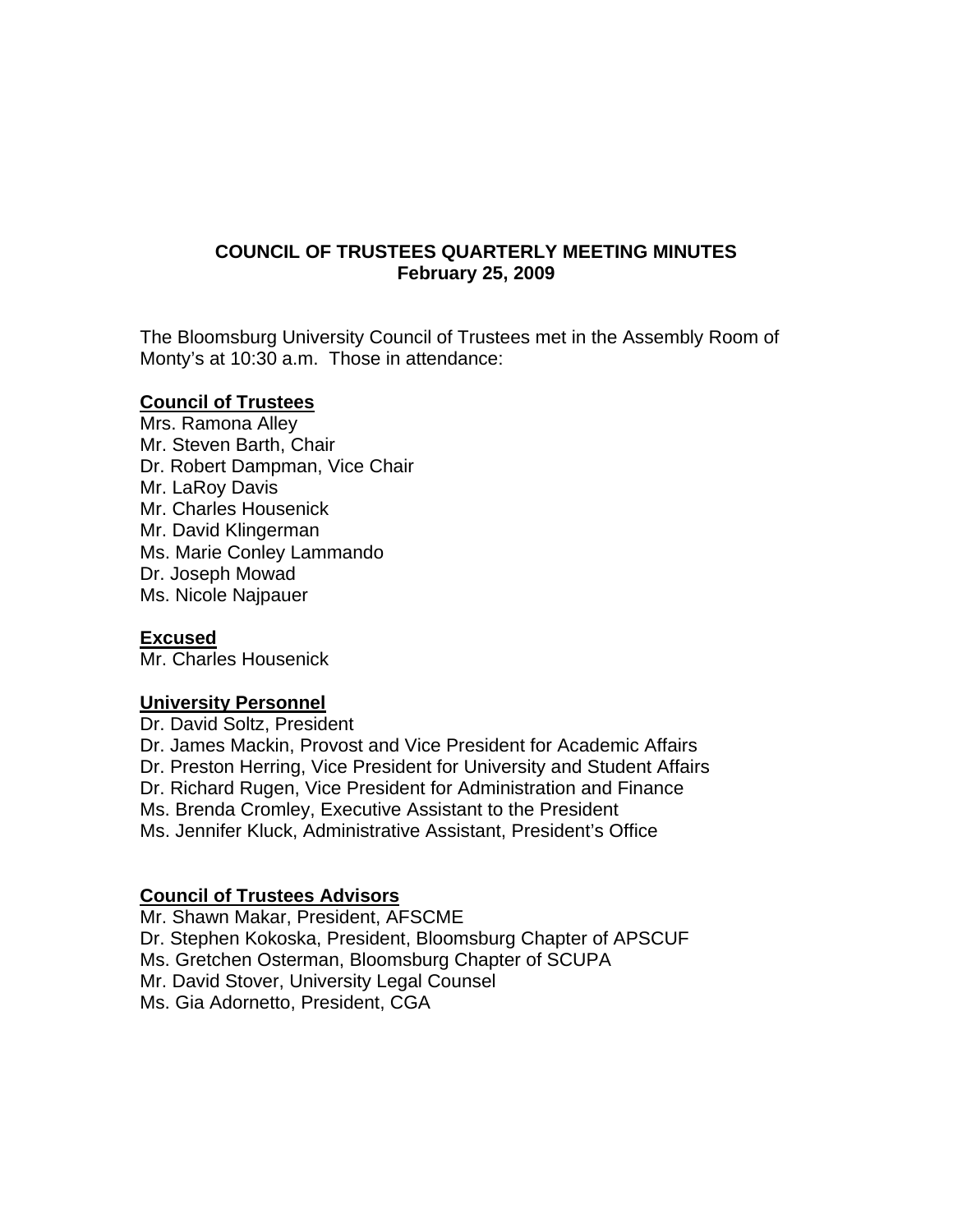# COUNCIL OF TRUSTEES QUARTERLY MEETING MINUTES
## February 25, 2009

The Bloomsburg University Council of Trustees met in the Assembly Room of Monty's at 10:30 a.m. Those in attendance:

**Council of Trustees**

Mrs. Ramona Alley  
Mr. Steven Barth, Chair  
Dr. Robert Dampman, Vice Chair  
Mr. LaRoy Davis  
Mr. Charles Housenick  
Mr. David Klingerman  
Ms. Marie Conley Lammando  
Dr. Joseph Mowad  
Ms. Nicole Najpauer

**Excused**

Mr. Charles Housenick

**University Personnel**

Dr. David Soltz, President  
Dr. James Mackin, Provost and Vice President for Academic Affairs  
Dr. Preston Herring, Vice President for University and Student Affairs  
Dr. Richard Rugen, Vice President for Administration and Finance  
Ms. Brenda Cromley, Executive Assistant to the President  
Ms. Jennifer Kluck, Administrative Assistant, President's Office

**Council of Trustees Advisors**

Mr. Shawn Makar, President, AFSCME  
Dr. Stephen Kokoska, President, Bloomsburg Chapter of APSCUF  
Ms. Gretchen Osterman, Bloomsburg Chapter of SCUPA  
Mr. David Stover, University Legal Counsel  
Ms. Gia Adornetto, President, CGA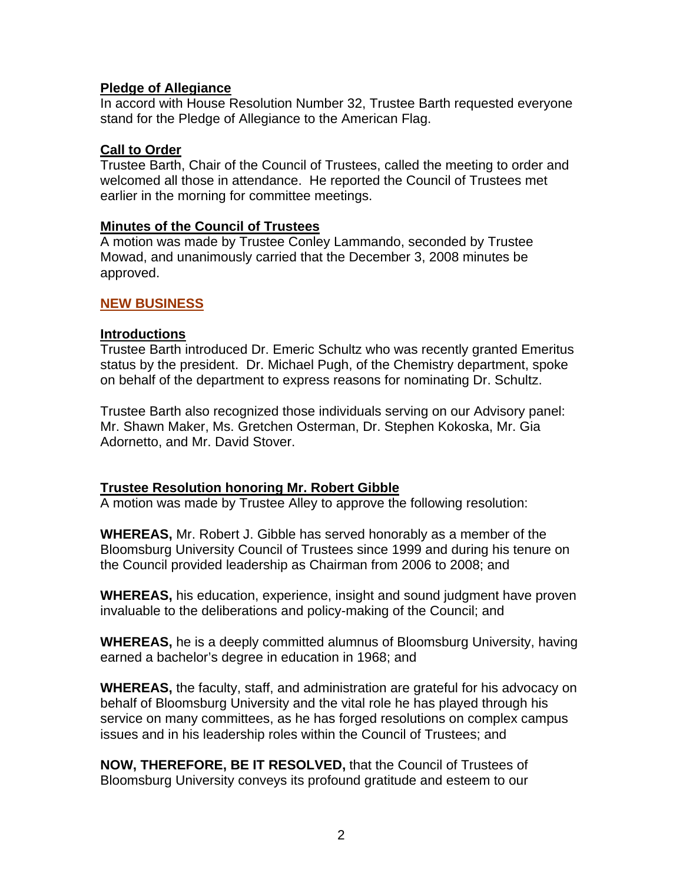## Pledge of Allegiance

In accord with House Resolution Number 32, Trustee Barth requested everyone stand for the Pledge of Allegiance to the American Flag.

## Call to Order

Trustee Barth, Chair of the Council of Trustees, called the meeting to order and welcomed all those in attendance. He reported the Council of Trustees met earlier in the morning for committee meetings.

## Minutes of the Council of Trustees

A motion was made by Trustee Conley Lammando, seconded by Trustee Mowad, and unanimously carried that the December 3, 2008 minutes be approved.

# NEW BUSINESS

## Introductions

Trustee Barth introduced Dr. Emeric Schultz who was recently granted Emeritus status by the president. Dr. Michael Pugh, of the Chemistry department, spoke on behalf of the department to express reasons for nominating Dr. Schultz.

Trustee Barth also recognized those individuals serving on our Advisory panel: Mr. Shawn Maker, Ms. Gretchen Osterman, Dr. Stephen Kokoska, Mr. Gia Adornetto, and Mr. David Stover.

## Trustee Resolution honoring Mr. Robert Gibble

A motion was made by Trustee Alley to approve the following resolution:

**WHEREAS,** Mr. Robert J. Gibble has served honorably as a member of the Bloomsburg University Council of Trustees since 1999 and during his tenure on the Council provided leadership as Chairman from 2006 to 2008; and

**WHEREAS,** his education, experience, insight and sound judgment have proven invaluable to the deliberations and policy-making of the Council; and

**WHEREAS,** he is a deeply committed alumnus of Bloomsburg University, having earned a bachelor's degree in education in 1968; and

**WHEREAS,** the faculty, staff, and administration are grateful for his advocacy on behalf of Bloomsburg University and the vital role he has played through his service on many committees, as he has forged resolutions on complex campus issues and in his leadership roles within the Council of Trustees; and

**NOW, THEREFORE, BE IT RESOLVED,** that the Council of Trustees of Bloomsburg University conveys its profound gratitude and esteem to our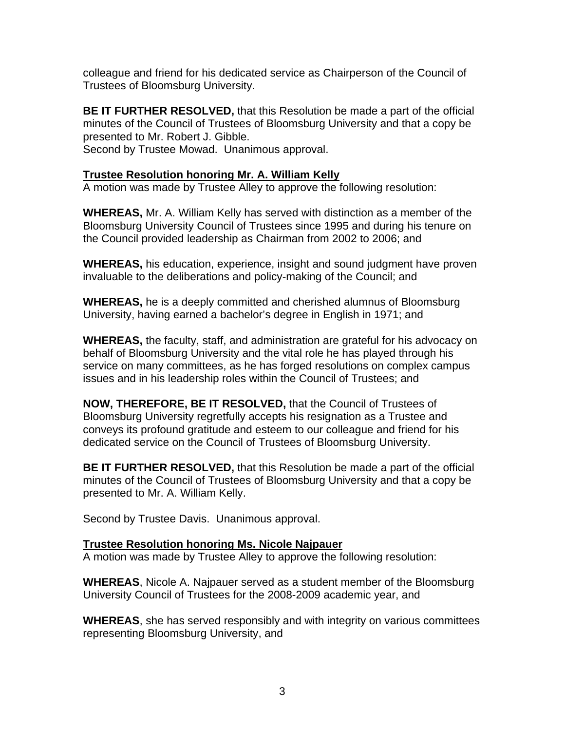colleague and friend for his dedicated service as Chairperson of the Council of Trustees of Bloomsburg University.

**BE IT FURTHER RESOLVED,** that this Resolution be made a part of the official minutes of the Council of Trustees of Bloomsburg University and that a copy be presented to Mr. Robert J. Gibble.
Second by Trustee Mowad. Unanimous approval.

**Trustee Resolution honoring Mr. A. William Kelly**
A motion was made by Trustee Alley to approve the following resolution:

**WHEREAS,** Mr. A. William Kelly has served with distinction as a member of the Bloomsburg University Council of Trustees since 1995 and during his tenure on the Council provided leadership as Chairman from 2002 to 2006; and

**WHEREAS,** his education, experience, insight and sound judgment have proven invaluable to the deliberations and policy-making of the Council; and

**WHEREAS,** he is a deeply committed and cherished alumnus of Bloomsburg University, having earned a bachelor's degree in English in 1971; and

**WHEREAS,** the faculty, staff, and administration are grateful for his advocacy on behalf of Bloomsburg University and the vital role he has played through his service on many committees, as he has forged resolutions on complex campus issues and in his leadership roles within the Council of Trustees; and

**NOW, THEREFORE, BE IT RESOLVED,** that the Council of Trustees of Bloomsburg University regretfully accepts his resignation as a Trustee and conveys its profound gratitude and esteem to our colleague and friend for his dedicated service on the Council of Trustees of Bloomsburg University.

**BE IT FURTHER RESOLVED,** that this Resolution be made a part of the official minutes of the Council of Trustees of Bloomsburg University and that a copy be presented to Mr. A. William Kelly.

Second by Trustee Davis. Unanimous approval.

**Trustee Resolution honoring Ms. Nicole Najpauer**
A motion was made by Trustee Alley to approve the following resolution:

**WHEREAS**, Nicole A. Najpauer served as a student member of the Bloomsburg University Council of Trustees for the 2008-2009 academic year, and

**WHEREAS**, she has served responsibly and with integrity on various committees representing Bloomsburg University, and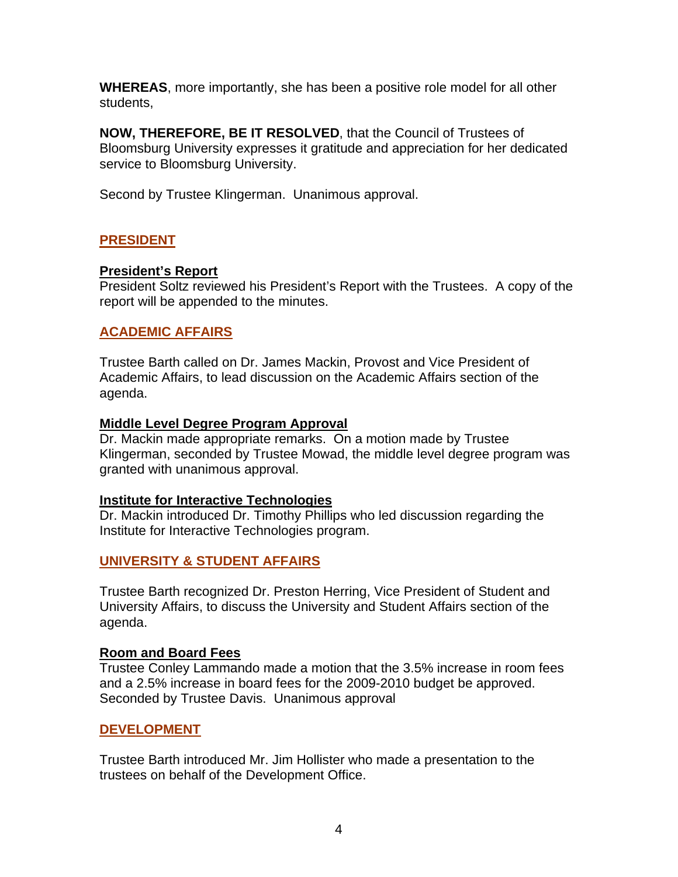**WHEREAS**, more importantly, she has been a positive role model for all other students,

**NOW, THEREFORE, BE IT RESOLVED**, that the Council of Trustees of Bloomsburg University expresses it gratitude and appreciation for her dedicated service to Bloomsburg University.

Second by Trustee Klingerman. Unanimous approval.

## PRESIDENT

### President's Report

President Soltz reviewed his President's Report with the Trustees. A copy of the report will be appended to the minutes.

## ACADEMIC AFFAIRS

Trustee Barth called on Dr. James Mackin, Provost and Vice President of Academic Affairs, to lead discussion on the Academic Affairs section of the agenda.

### Middle Level Degree Program Approval

Dr. Mackin made appropriate remarks. On a motion made by Trustee Klingerman, seconded by Trustee Mowad, the middle level degree program was granted with unanimous approval.

### Institute for Interactive Technologies

Dr. Mackin introduced Dr. Timothy Phillips who led discussion regarding the Institute for Interactive Technologies program.

## UNIVERSITY & STUDENT AFFAIRS

Trustee Barth recognized Dr. Preston Herring, Vice President of Student and University Affairs, to discuss the University and Student Affairs section of the agenda.

### Room and Board Fees

Trustee Conley Lammando made a motion that the 3.5% increase in room fees and a 2.5% increase in board fees for the 2009-2010 budget be approved. Seconded by Trustee Davis. Unanimous approval

## DEVELOPMENT

Trustee Barth introduced Mr. Jim Hollister who made a presentation to the trustees on behalf of the Development Office.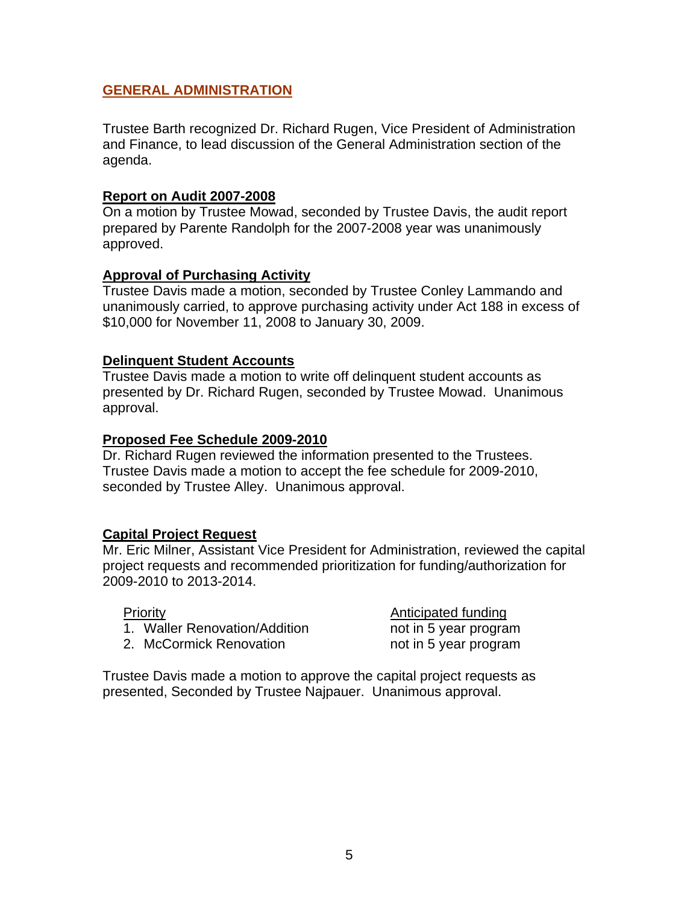## GENERAL ADMINISTRATION

Trustee Barth recognized Dr. Richard Rugen, Vice President of Administration and Finance, to lead discussion of the General Administration section of the agenda.

### Report on Audit 2007-2008

On a motion by Trustee Mowad, seconded by Trustee Davis, the audit report prepared by Parente Randolph for the 2007-2008 year was unanimously approved.

### Approval of Purchasing Activity

Trustee Davis made a motion, seconded by Trustee Conley Lammando and unanimously carried, to approve purchasing activity under Act 188 in excess of $10,000 for November 11, 2008 to January 30, 2009.

### Delinquent Student Accounts

Trustee Davis made a motion to write off delinquent student accounts as presented by Dr. Richard Rugen, seconded by Trustee Mowad. Unanimous approval.

### Proposed Fee Schedule 2009-2010

Dr. Richard Rugen reviewed the information presented to the Trustees. Trustee Davis made a motion to accept the fee schedule for 2009-2010, seconded by Trustee Alley. Unanimous approval.

### Capital Project Request

Mr. Eric Milner, Assistant Vice President for Administration, reviewed the capital project requests and recommended prioritization for funding/authorization for 2009-2010 to 2013-2014.

| Priority | Anticipated funding |
|---|---|
| 1. Waller Renovation/Addition | not in 5 year program |
| 2. McCormick Renovation | not in 5 year program |

Trustee Davis made a motion to approve the capital project requests as presented, Seconded by Trustee Najpauer. Unanimous approval.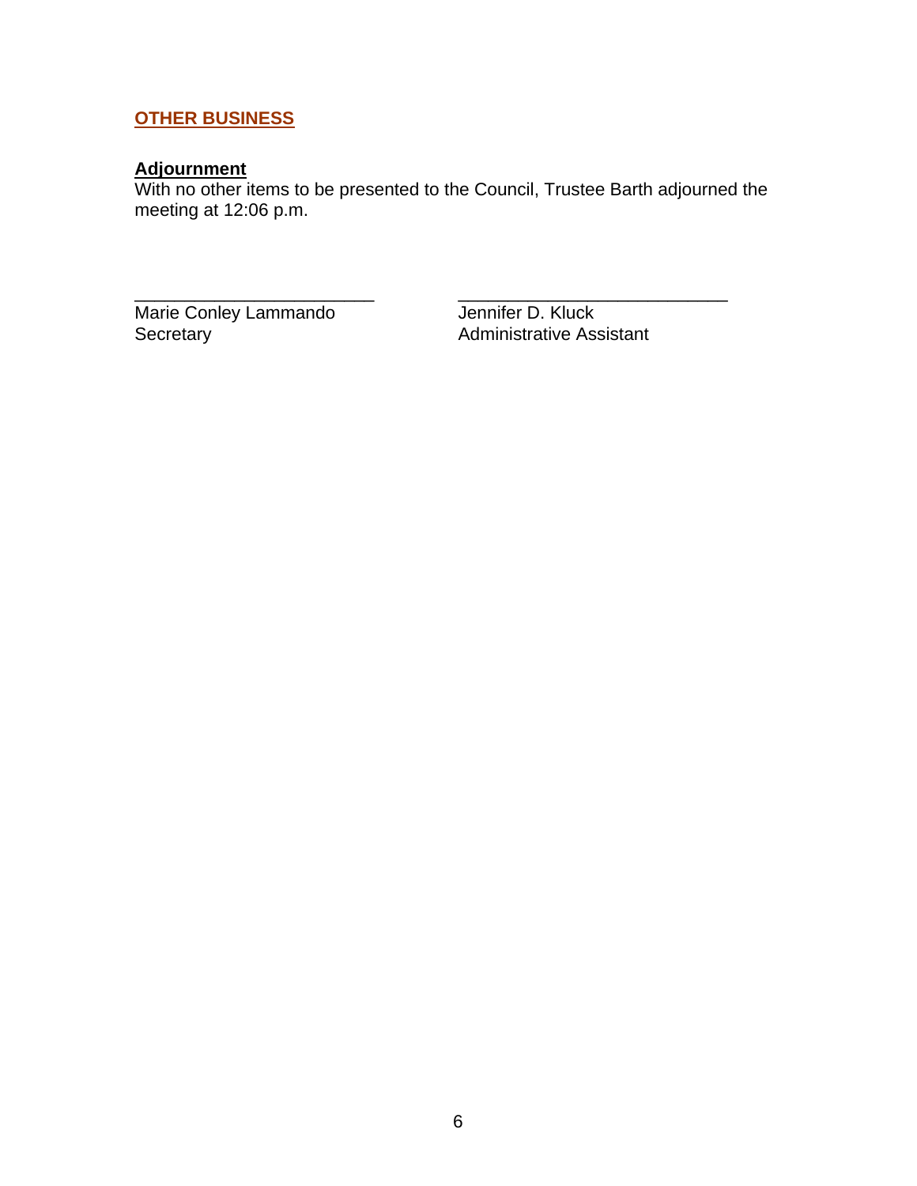## OTHER BUSINESS

**Adjournment**

With no other items to be presented to the Council, Trustee Barth adjourned the meeting at 12:06 p.m.

\_\_\_\_\_\_\_\_\_\_\_\_\_\_\_\_\_\_\_\_\_\_\_\_\_\_
Marie Conley Lammando
Secretary

\_\_\_\_\_\_\_\_\_\_\_\_\_\_\_\_\_\_\_\_\_\_\_\_\_\_\_\_\_\_
Jennifer D. Kluck
Administrative Assistant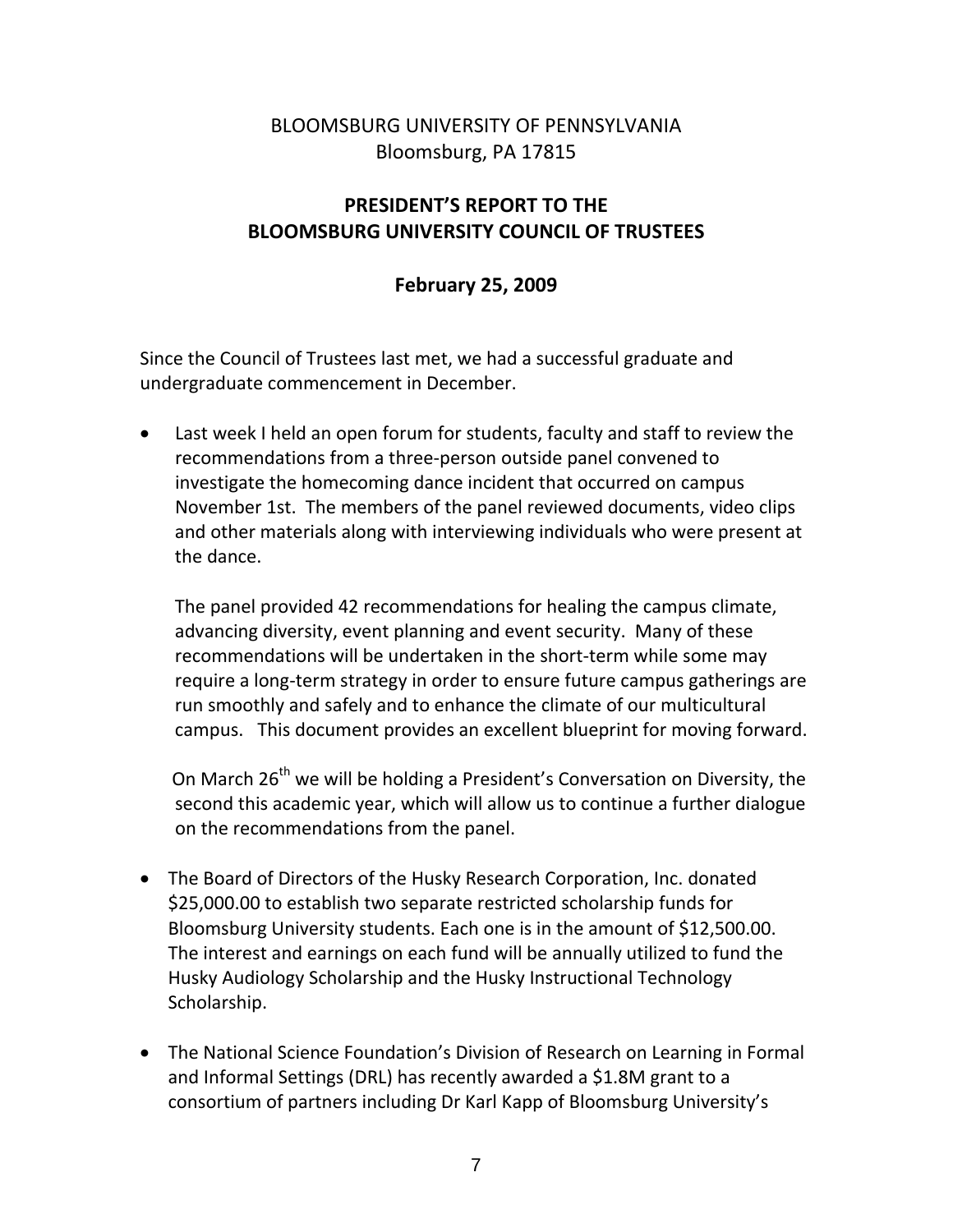BLOOMSBURG UNIVERSITY OF PENNSYLVANIA
Bloomsburg, PA 17815

## PRESIDENT'S REPORT TO THE BLOOMSBURG UNIVERSITY COUNCIL OF TRUSTEES

### February 25, 2009

Since the Council of Trustees last met, we had a successful graduate and undergraduate commencement in December.

- Last week I held an open forum for students, faculty and staff to review the recommendations from a three-person outside panel convened to investigate the homecoming dance incident that occurred on campus November 1st. The members of the panel reviewed documents, video clips and other materials along with interviewing individuals who were present at the dance.

  The panel provided 42 recommendations for healing the campus climate, advancing diversity, event planning and event security. Many of these recommendations will be undertaken in the short-term while some may require a long-term strategy in order to ensure future campus gatherings are run smoothly and safely and to enhance the climate of our multicultural campus. This document provides an excellent blueprint for moving forward.

  On March 26th we will be holding a President's Conversation on Diversity, the second this academic year, which will allow us to continue a further dialogue on the recommendations from the panel.

- The Board of Directors of the Husky Research Corporation, Inc. donated $25,000.00 to establish two separate restricted scholarship funds for Bloomsburg University students. Each one is in the amount of $12,500.00. The interest and earnings on each fund will be annually utilized to fund the Husky Audiology Scholarship and the Husky Instructional Technology Scholarship.

- The National Science Foundation's Division of Research on Learning in Formal and Informal Settings (DRL) has recently awarded a $1.8M grant to a consortium of partners including Dr Karl Kapp of Bloomsburg University's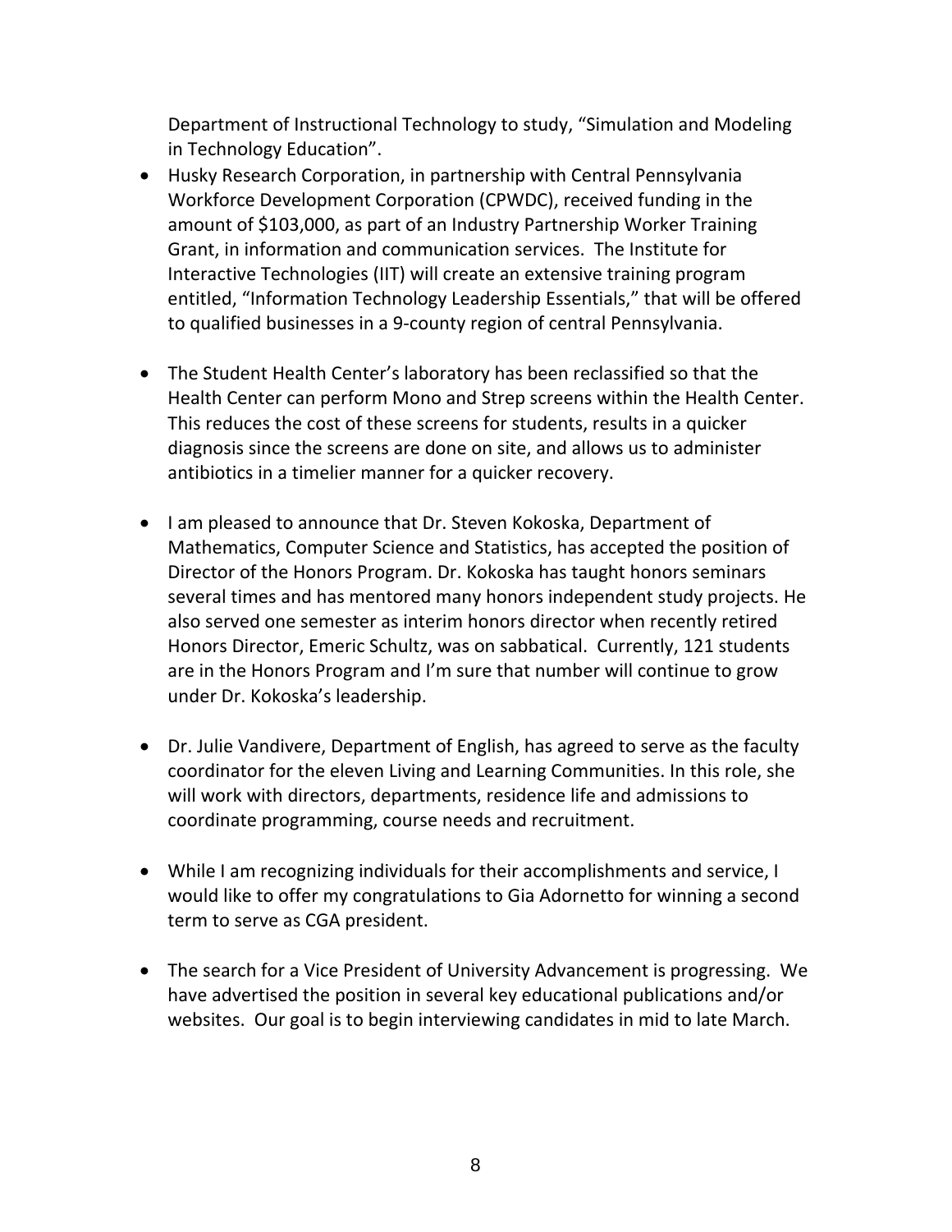Department of Instructional Technology to study, “Simulation and Modeling in Technology Education”.

- Husky Research Corporation, in partnership with Central Pennsylvania Workforce Development Corporation (CPWDC), received funding in the amount of $103,000, as part of an Industry Partnership Worker Training Grant, in information and communication services. The Institute for Interactive Technologies (IIT) will create an extensive training program entitled, “Information Technology Leadership Essentials,” that will be offered to qualified businesses in a 9-county region of central Pennsylvania.

- The Student Health Center’s laboratory has been reclassified so that the Health Center can perform Mono and Strep screens within the Health Center. This reduces the cost of these screens for students, results in a quicker diagnosis since the screens are done on site, and allows us to administer antibiotics in a timelier manner for a quicker recovery.

- I am pleased to announce that Dr. Steven Kokoska, Department of Mathematics, Computer Science and Statistics, has accepted the position of Director of the Honors Program. Dr. Kokoska has taught honors seminars several times and has mentored many honors independent study projects. He also served one semester as interim honors director when recently retired Honors Director, Emeric Schultz, was on sabbatical. Currently, 121 students are in the Honors Program and I’m sure that number will continue to grow under Dr. Kokoska’s leadership.

- Dr. Julie Vandivere, Department of English, has agreed to serve as the faculty coordinator for the eleven Living and Learning Communities. In this role, she will work with directors, departments, residence life and admissions to coordinate programming, course needs and recruitment.

- While I am recognizing individuals for their accomplishments and service, I would like to offer my congratulations to Gia Adornetto for winning a second term to serve as CGA president.

- The search for a Vice President of University Advancement is progressing. We have advertised the position in several key educational publications and/or websites. Our goal is to begin interviewing candidates in mid to late March.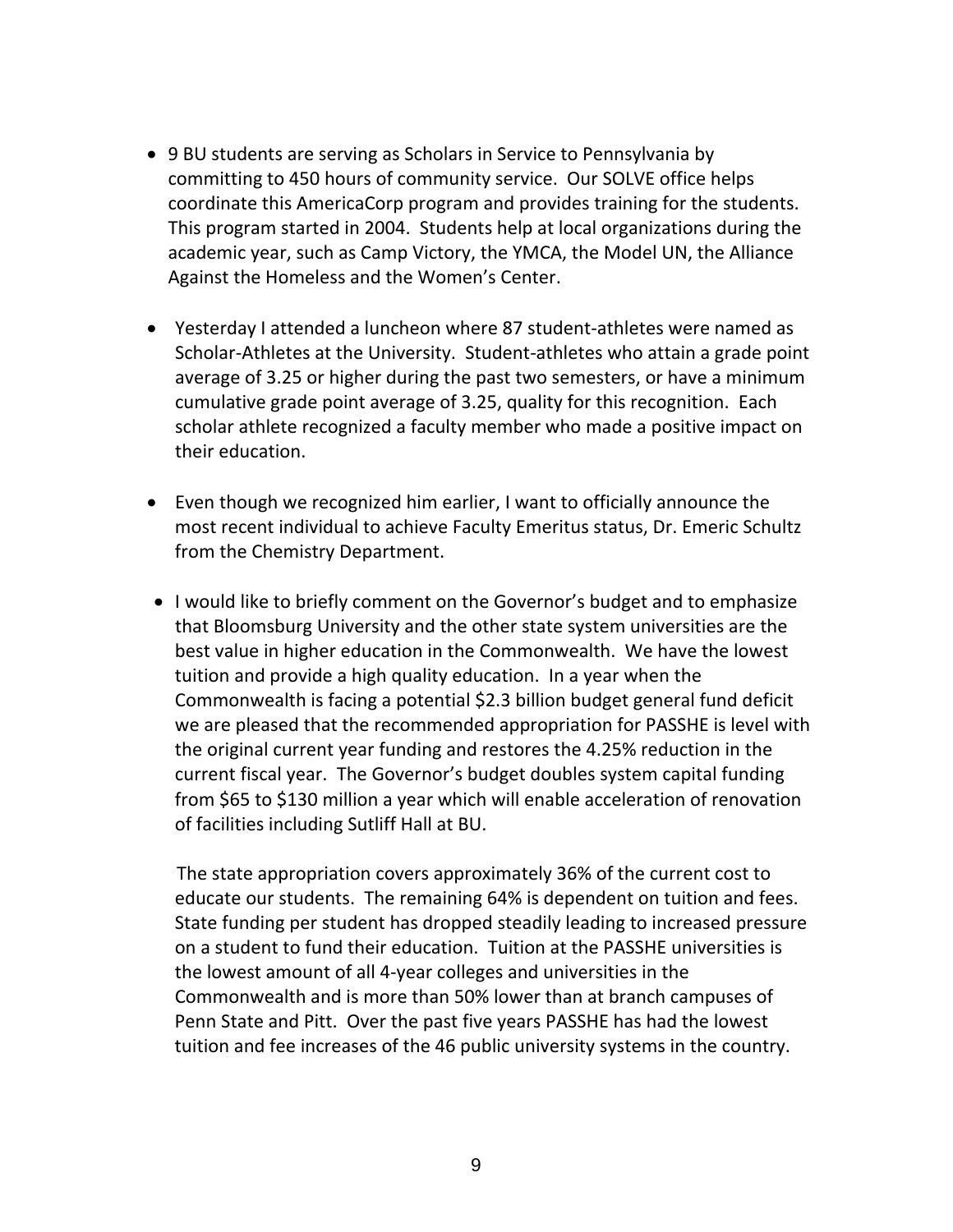- 9 BU students are serving as Scholars in Service to Pennsylvania by committing to 450 hours of community service. Our SOLVE office helps coordinate this AmericaCorp program and provides training for the students. This program started in 2004. Students help at local organizations during the academic year, such as Camp Victory, the YMCA, the Model UN, the Alliance Against the Homeless and the Women's Center.

- Yesterday I attended a luncheon where 87 student-athletes were named as Scholar-Athletes at the University. Student-athletes who attain a grade point average of 3.25 or higher during the past two semesters, or have a minimum cumulative grade point average of 3.25, quality for this recognition. Each scholar athlete recognized a faculty member who made a positive impact on their education.

- Even though we recognized him earlier, I want to officially announce the most recent individual to achieve Faculty Emeritus status, Dr. Emeric Schultz from the Chemistry Department.

- I would like to briefly comment on the Governor's budget and to emphasize that Bloomsburg University and the other state system universities are the best value in higher education in the Commonwealth. We have the lowest tuition and provide a high quality education. In a year when the Commonwealth is facing a potential $2.3 billion budget general fund deficit we are pleased that the recommended appropriation for PASSHE is level with the original current year funding and restores the 4.25% reduction in the current fiscal year. The Governor's budget doubles system capital funding from $65 to $130 million a year which will enable acceleration of renovation of facilities including Sutliff Hall at BU.

  The state appropriation covers approximately 36% of the current cost to educate our students. The remaining 64% is dependent on tuition and fees. State funding per student has dropped steadily leading to increased pressure on a student to fund their education. Tuition at the PASSHE universities is the lowest amount of all 4-year colleges and universities in the Commonwealth and is more than 50% lower than at branch campuses of Penn State and Pitt. Over the past five years PASSHE has had the lowest tuition and fee increases of the 46 public university systems in the country.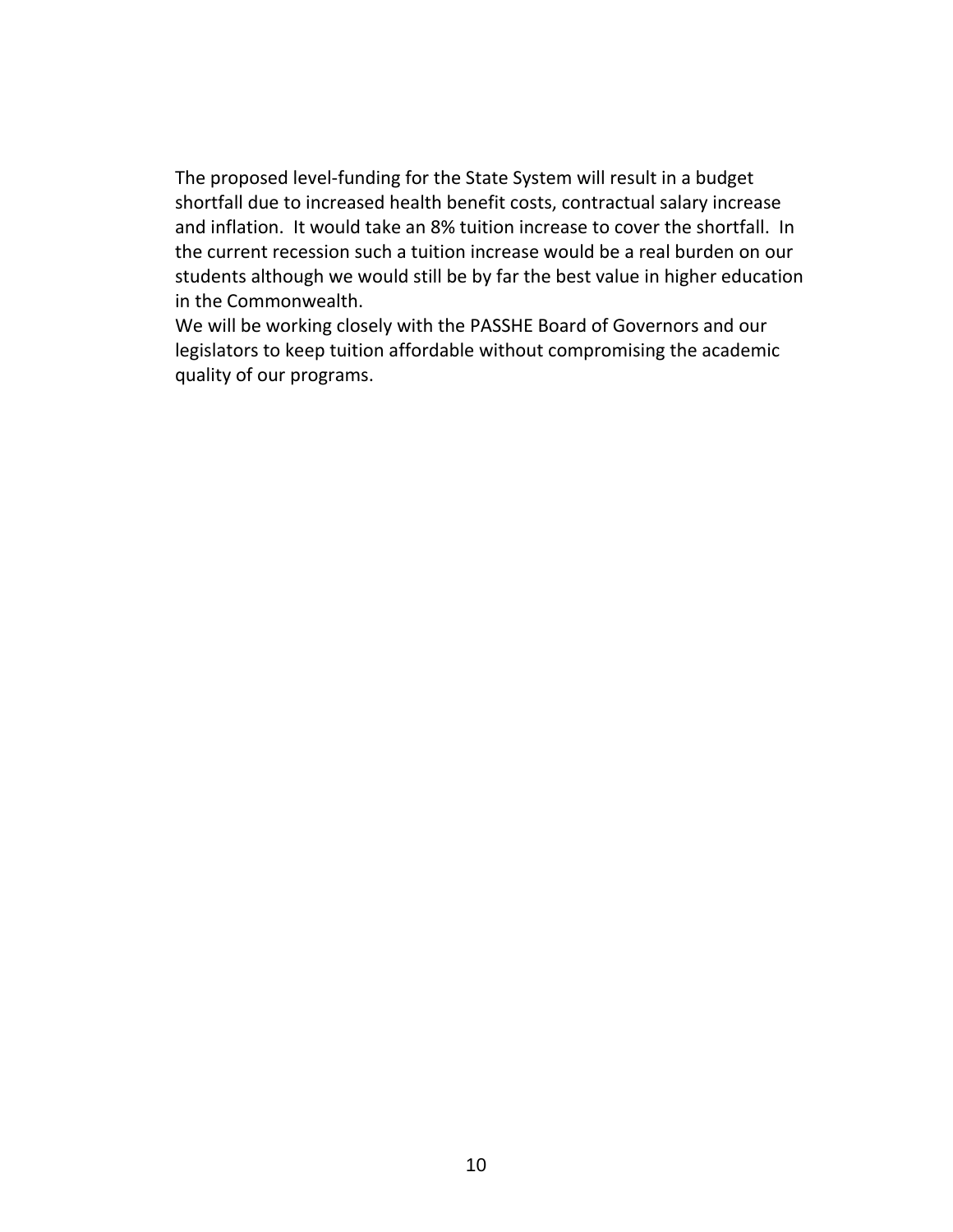The proposed level-funding for the State System will result in a budget shortfall due to increased health benefit costs, contractual salary increase and inflation. It would take an 8% tuition increase to cover the shortfall. In the current recession such a tuition increase would be a real burden on our students although we would still be by far the best value in higher education in the Commonwealth.

We will be working closely with the PASSHE Board of Governors and our legislators to keep tuition affordable without compromising the academic quality of our programs.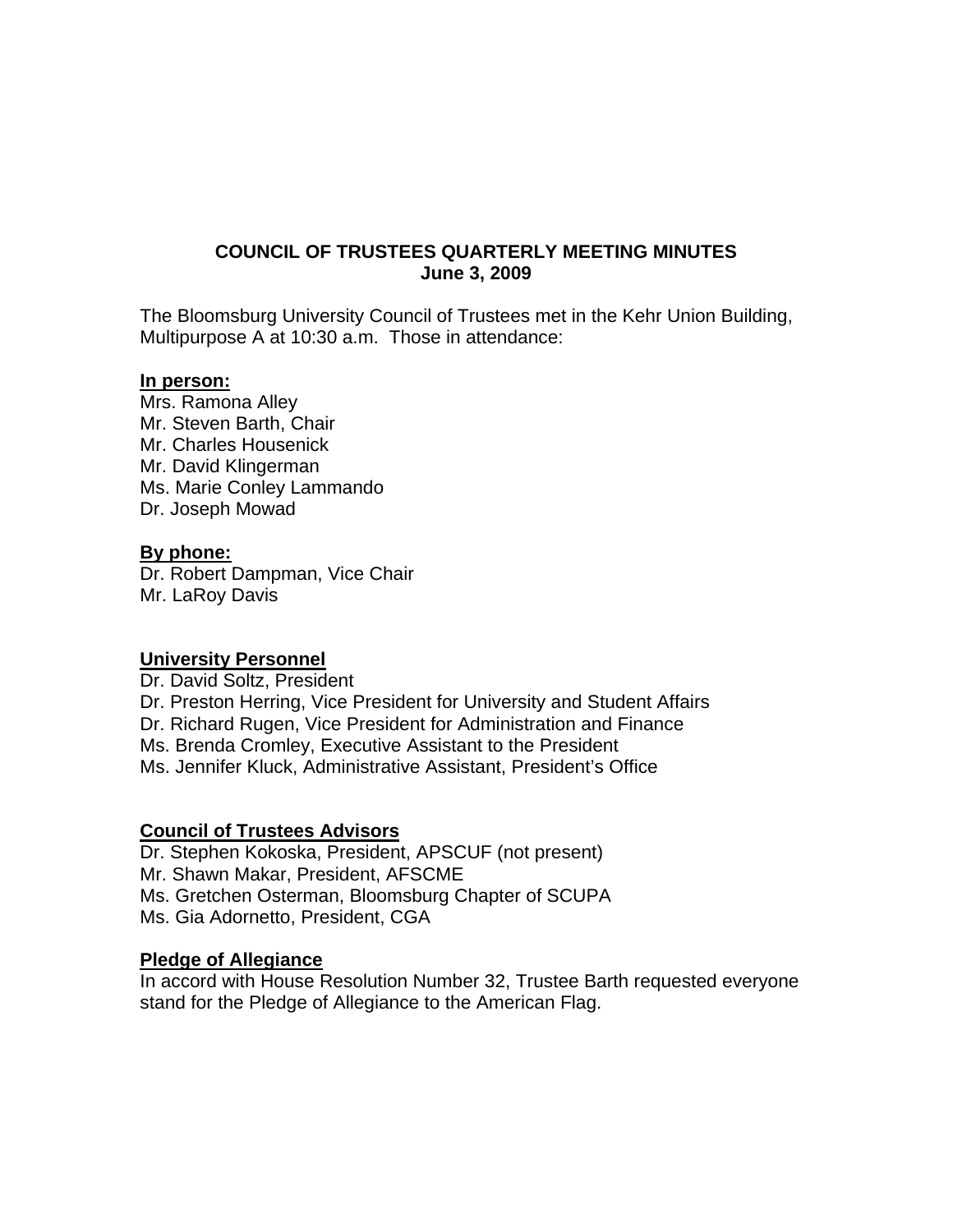# COUNCIL OF TRUSTEES QUARTERLY MEETING MINUTES
## June 3, 2009

The Bloomsburg University Council of Trustees met in the Kehr Union Building, Multipurpose A at 10:30 a.m. Those in attendance:

**In person:**

Mrs. Ramona Alley
Mr. Steven Barth, Chair
Mr. Charles Housenick
Mr. David Klingerman
Ms. Marie Conley Lammando
Dr. Joseph Mowad

**By phone:**

Dr. Robert Dampman, Vice Chair
Mr. LaRoy Davis

**University Personnel**

Dr. David Soltz, President
Dr. Preston Herring, Vice President for University and Student Affairs
Dr. Richard Rugen, Vice President for Administration and Finance
Ms. Brenda Cromley, Executive Assistant to the President
Ms. Jennifer Kluck, Administrative Assistant, President's Office

**Council of Trustees Advisors**

Dr. Stephen Kokoska, President, APSCUF (not present)
Mr. Shawn Makar, President, AFSCME
Ms. Gretchen Osterman, Bloomsburg Chapter of SCUPA
Ms. Gia Adornetto, President, CGA

**Pledge of Allegiance**

In accord with House Resolution Number 32, Trustee Barth requested everyone stand for the Pledge of Allegiance to the American Flag.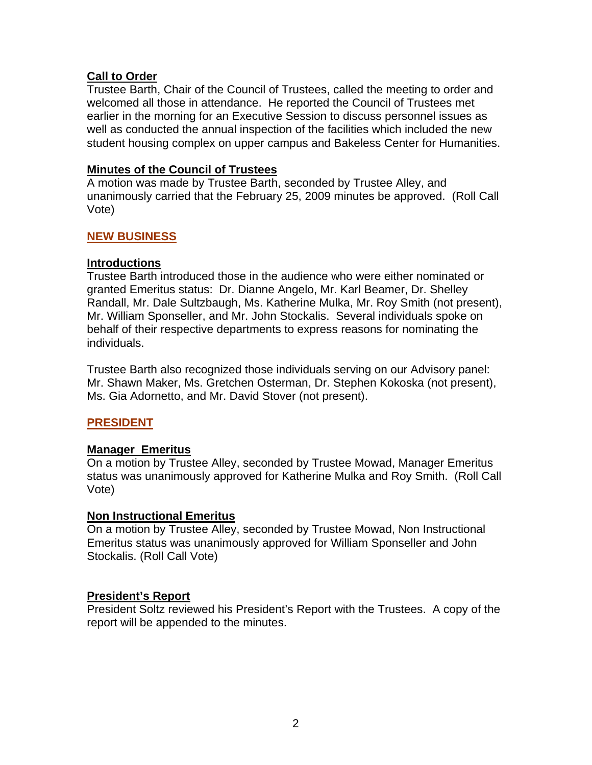**Call to Order**
Trustee Barth, Chair of the Council of Trustees, called the meeting to order and welcomed all those in attendance. He reported the Council of Trustees met earlier in the morning for an Executive Session to discuss personnel issues as well as conducted the annual inspection of the facilities which included the new student housing complex on upper campus and Bakeless Center for Humanities.

**Minutes of the Council of Trustees**
A motion was made by Trustee Barth, seconded by Trustee Alley, and unanimously carried that the February 25, 2009 minutes be approved. (Roll Call Vote)

## NEW BUSINESS

**Introductions**
Trustee Barth introduced those in the audience who were either nominated or granted Emeritus status: Dr. Dianne Angelo, Mr. Karl Beamer, Dr. Shelley Randall, Mr. Dale Sultzbaugh, Ms. Katherine Mulka, Mr. Roy Smith (not present), Mr. William Sponseller, and Mr. John Stockalis. Several individuals spoke on behalf of their respective departments to express reasons for nominating the individuals.

Trustee Barth also recognized those individuals serving on our Advisory panel: Mr. Shawn Maker, Ms. Gretchen Osterman, Dr. Stephen Kokoska (not present), Ms. Gia Adornetto, and Mr. David Stover (not present).

## PRESIDENT

**Manager Emeritus**
On a motion by Trustee Alley, seconded by Trustee Mowad, Manager Emeritus status was unanimously approved for Katherine Mulka and Roy Smith. (Roll Call Vote)

**Non Instructional Emeritus**
On a motion by Trustee Alley, seconded by Trustee Mowad, Non Instructional Emeritus status was unanimously approved for William Sponseller and John Stockalis. (Roll Call Vote)

**President's Report**
President Soltz reviewed his President's Report with the Trustees. A copy of the report will be appended to the minutes.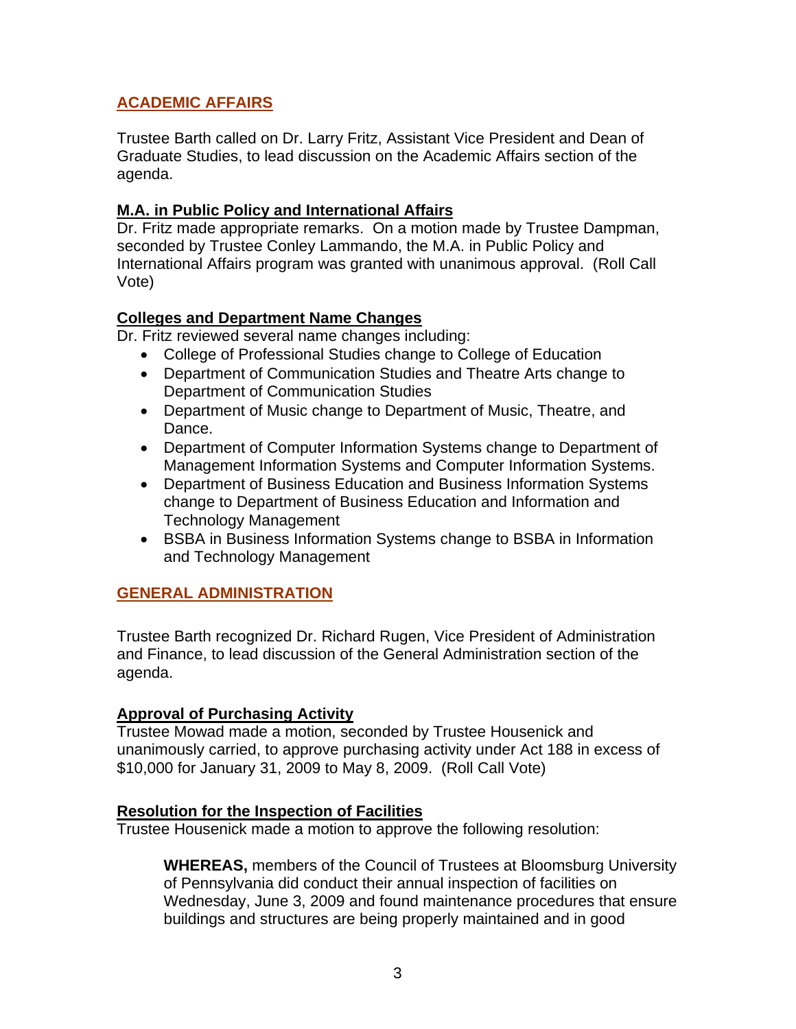## ACADEMIC AFFAIRS

Trustee Barth called on Dr. Larry Fritz, Assistant Vice President and Dean of Graduate Studies, to lead discussion on the Academic Affairs section of the agenda.

**M.A. in Public Policy and International Affairs**

Dr. Fritz made appropriate remarks. On a motion made by Trustee Dampman, seconded by Trustee Conley Lammando, the M.A. in Public Policy and International Affairs program was granted with unanimous approval. (Roll Call Vote)

**Colleges and Department Name Changes**

Dr. Fritz reviewed several name changes including:

- College of Professional Studies change to College of Education
- Department of Communication Studies and Theatre Arts change to Department of Communication Studies
- Department of Music change to Department of Music, Theatre, and Dance.
- Department of Computer Information Systems change to Department of Management Information Systems and Computer Information Systems.
- Department of Business Education and Business Information Systems change to Department of Business Education and Information and Technology Management
- BSBA in Business Information Systems change to BSBA in Information and Technology Management

## GENERAL ADMINISTRATION

Trustee Barth recognized Dr. Richard Rugen, Vice President of Administration and Finance, to lead discussion of the General Administration section of the agenda.

**Approval of Purchasing Activity**

Trustee Mowad made a motion, seconded by Trustee Housenick and unanimously carried, to approve purchasing activity under Act 188 in excess of $10,000 for January 31, 2009 to May 8, 2009. (Roll Call Vote)

**Resolution for the Inspection of Facilities**

Trustee Housenick made a motion to approve the following resolution:

> **WHEREAS,** members of the Council of Trustees at Bloomsburg University of Pennsylvania did conduct their annual inspection of facilities on Wednesday, June 3, 2009 and found maintenance procedures that ensure buildings and structures are being properly maintained and in good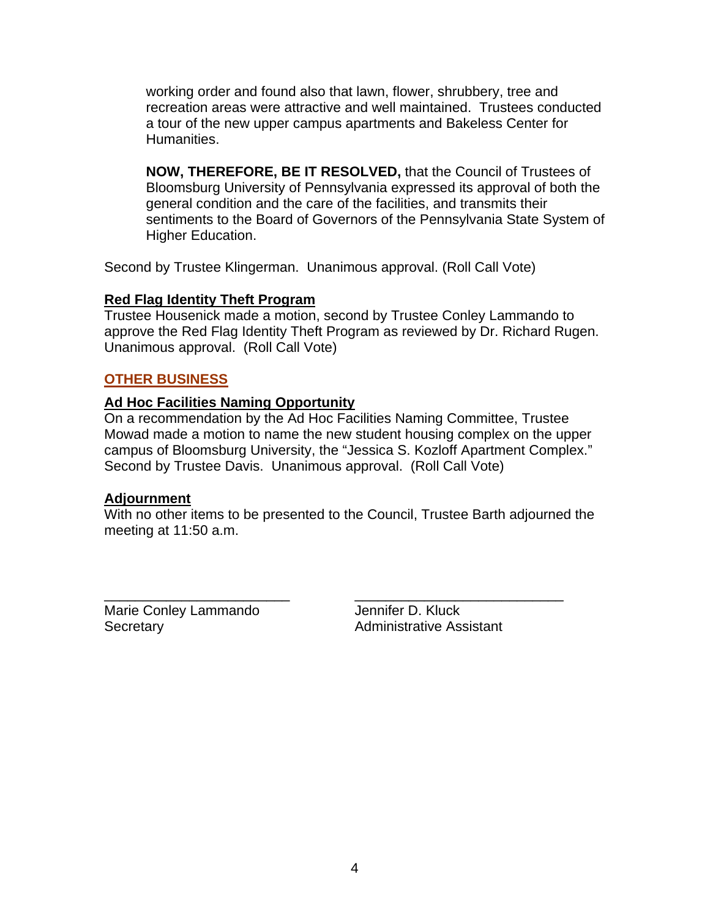working order and found also that lawn, flower, shrubbery, tree and recreation areas were attractive and well maintained. Trustees conducted a tour of the new upper campus apartments and Bakeless Center for Humanities.

**NOW, THEREFORE, BE IT RESOLVED,** that the Council of Trustees of Bloomsburg University of Pennsylvania expressed its approval of both the general condition and the care of the facilities, and transmits their sentiments to the Board of Governors of the Pennsylvania State System of Higher Education.

Second by Trustee Klingerman. Unanimous approval. (Roll Call Vote)

**Red Flag Identity Theft Program**

Trustee Housenick made a motion, second by Trustee Conley Lammando to approve the Red Flag Identity Theft Program as reviewed by Dr. Richard Rugen. Unanimous approval. (Roll Call Vote)

## OTHER BUSINESS

**Ad Hoc Facilities Naming Opportunity**

On a recommendation by the Ad Hoc Facilities Naming Committee, Trustee Mowad made a motion to name the new student housing complex on the upper campus of Bloomsburg University, the "Jessica S. Kozloff Apartment Complex." Second by Trustee Davis. Unanimous approval. (Roll Call Vote)

**Adjournment**

With no other items to be presented to the Council, Trustee Barth adjourned the meeting at 11:50 a.m.

\_\_\_\_\_\_\_\_\_\_\_\_\_\_\_\_\_\_\_\_\_\_\_\_
Marie Conley Lammando
Secretary

\_\_\_\_\_\_\_\_\_\_\_\_\_\_\_\_\_\_\_\_\_\_\_\_\_\_\_
Jennifer D. Kluck
Administrative Assistant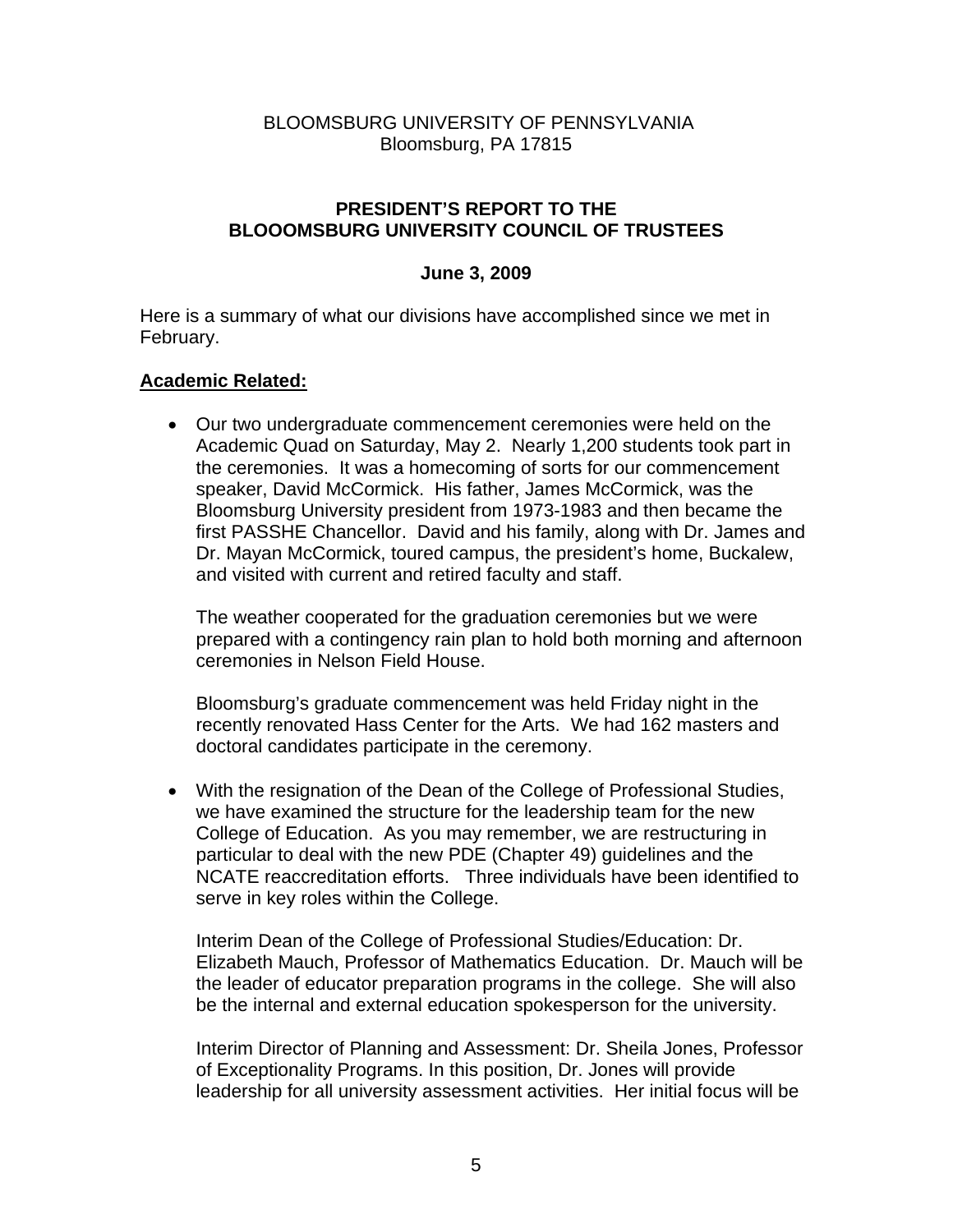BLOOMSBURG UNIVERSITY OF PENNSYLVANIA
Bloomsburg, PA 17815

**PRESIDENT'S REPORT TO THE BLOOOMSBURG UNIVERSITY COUNCIL OF TRUSTEES**

**June 3, 2009**

Here is a summary of what our divisions have accomplished since we met in February.

**Academic Related:**

- Our two undergraduate commencement ceremonies were held on the Academic Quad on Saturday, May 2. Nearly 1,200 students took part in the ceremonies. It was a homecoming of sorts for our commencement speaker, David McCormick. His father, James McCormick, was the Bloomsburg University president from 1973-1983 and then became the first PASSHE Chancellor. David and his family, along with Dr. James and Dr. Mayan McCormick, toured campus, the president's home, Buckalew, and visited with current and retired faculty and staff.

  The weather cooperated for the graduation ceremonies but we were prepared with a contingency rain plan to hold both morning and afternoon ceremonies in Nelson Field House.

  Bloomsburg's graduate commencement was held Friday night in the recently renovated Hass Center for the Arts. We had 162 masters and doctoral candidates participate in the ceremony.

- With the resignation of the Dean of the College of Professional Studies, we have examined the structure for the leadership team for the new College of Education. As you may remember, we are restructuring in particular to deal with the new PDE (Chapter 49) guidelines and the NCATE reaccreditation efforts. Three individuals have been identified to serve in key roles within the College.

  Interim Dean of the College of Professional Studies/Education: Dr. Elizabeth Mauch, Professor of Mathematics Education. Dr. Mauch will be the leader of educator preparation programs in the college. She will also be the internal and external education spokesperson for the university.

  Interim Director of Planning and Assessment: Dr. Sheila Jones, Professor of Exceptionality Programs. In this position, Dr. Jones will provide leadership for all university assessment activities. Her initial focus will be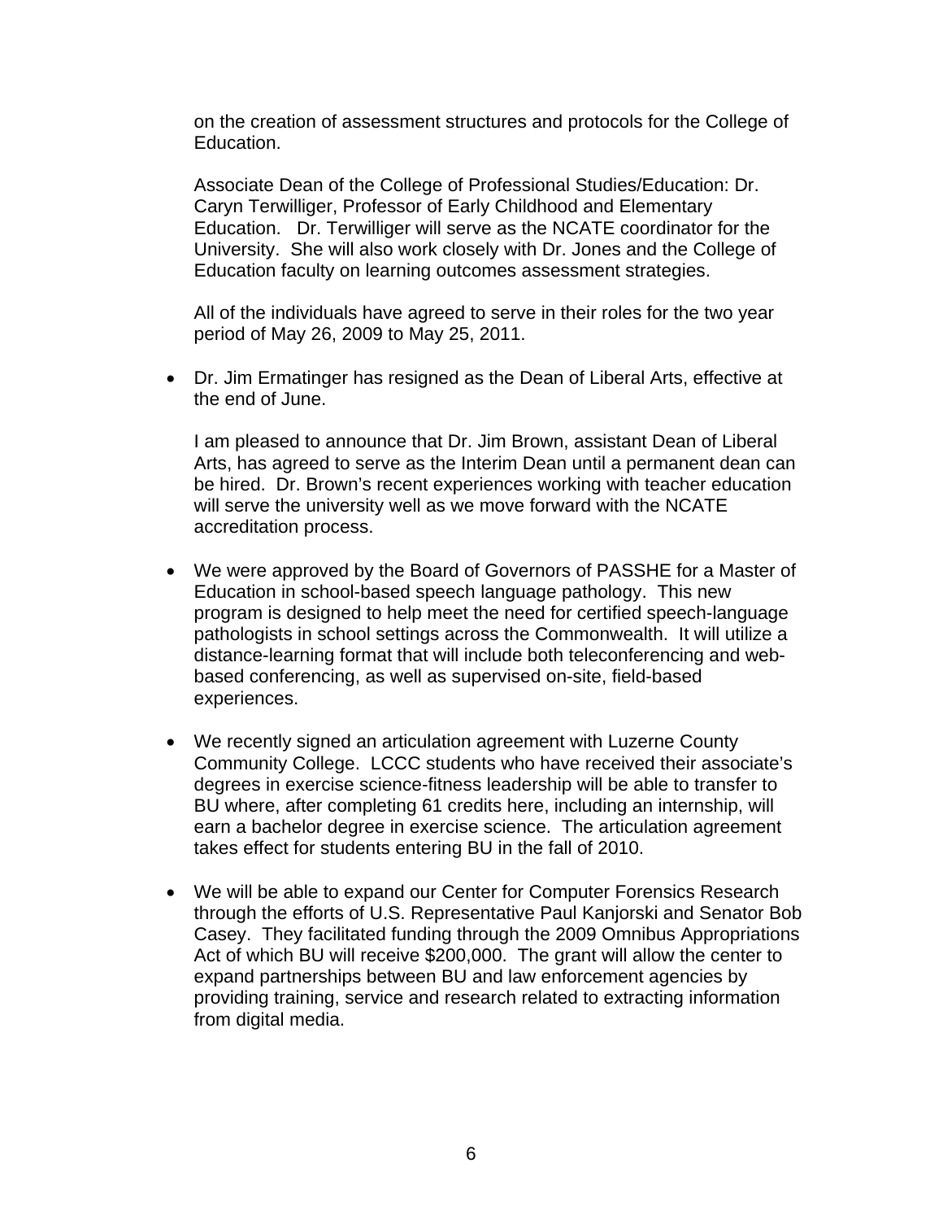on the creation of assessment structures and protocols for the College of Education.

Associate Dean of the College of Professional Studies/Education: Dr. Caryn Terwilliger, Professor of Early Childhood and Elementary Education. Dr. Terwilliger will serve as the NCATE coordinator for the University. She will also work closely with Dr. Jones and the College of Education faculty on learning outcomes assessment strategies.

All of the individuals have agreed to serve in their roles for the two year period of May 26, 2009 to May 25, 2011.

- Dr. Jim Ermatinger has resigned as the Dean of Liberal Arts, effective at the end of June.

  I am pleased to announce that Dr. Jim Brown, assistant Dean of Liberal Arts, has agreed to serve as the Interim Dean until a permanent dean can be hired. Dr. Brown's recent experiences working with teacher education will serve the university well as we move forward with the NCATE accreditation process.

- We were approved by the Board of Governors of PASSHE for a Master of Education in school-based speech language pathology. This new program is designed to help meet the need for certified speech-language pathologists in school settings across the Commonwealth. It will utilize a distance-learning format that will include both teleconferencing and web-based conferencing, as well as supervised on-site, field-based experiences.

- We recently signed an articulation agreement with Luzerne County Community College. LCCC students who have received their associate's degrees in exercise science-fitness leadership will be able to transfer to BU where, after completing 61 credits here, including an internship, will earn a bachelor degree in exercise science. The articulation agreement takes effect for students entering BU in the fall of 2010.

- We will be able to expand our Center for Computer Forensics Research through the efforts of U.S. Representative Paul Kanjorski and Senator Bob Casey. They facilitated funding through the 2009 Omnibus Appropriations Act of which BU will receive $200,000. The grant will allow the center to expand partnerships between BU and law enforcement agencies by providing training, service and research related to extracting information from digital media.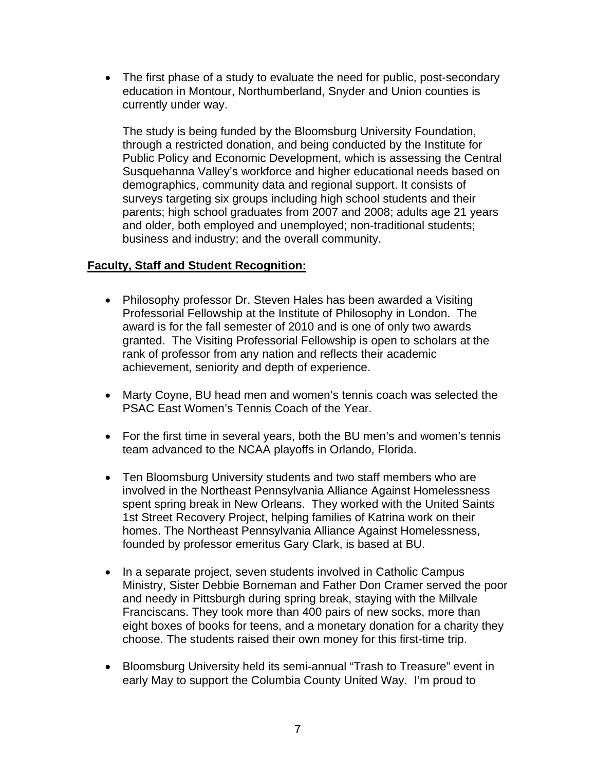- The first phase of a study to evaluate the need for public, post-secondary education in Montour, Northumberland, Snyder and Union counties is currently under way.

  The study is being funded by the Bloomsburg University Foundation, through a restricted donation, and being conducted by the Institute for Public Policy and Economic Development, which is assessing the Central Susquehanna Valley's workforce and higher educational needs based on demographics, community data and regional support. It consists of surveys targeting six groups including high school students and their parents; high school graduates from 2007 and 2008; adults age 21 years and older, both employed and unemployed; non-traditional students; business and industry; and the overall community.

**Faculty, Staff and Student Recognition:**

- Philosophy professor Dr. Steven Hales has been awarded a Visiting Professorial Fellowship at the Institute of Philosophy in London. The award is for the fall semester of 2010 and is one of only two awards granted. The Visiting Professorial Fellowship is open to scholars at the rank of professor from any nation and reflects their academic achievement, seniority and depth of experience.

- Marty Coyne, BU head men and women's tennis coach was selected the PSAC East Women's Tennis Coach of the Year.

- For the first time in several years, both the BU men's and women's tennis team advanced to the NCAA playoffs in Orlando, Florida.

- Ten Bloomsburg University students and two staff members who are involved in the Northeast Pennsylvania Alliance Against Homelessness spent spring break in New Orleans. They worked with the United Saints 1st Street Recovery Project, helping families of Katrina work on their homes. The Northeast Pennsylvania Alliance Against Homelessness, founded by professor emeritus Gary Clark, is based at BU.

- In a separate project, seven students involved in Catholic Campus Ministry, Sister Debbie Borneman and Father Don Cramer served the poor and needy in Pittsburgh during spring break, staying with the Millvale Franciscans. They took more than 400 pairs of new socks, more than eight boxes of books for teens, and a monetary donation for a charity they choose. The students raised their own money for this first-time trip.

- Bloomsburg University held its semi-annual "Trash to Treasure" event in early May to support the Columbia County United Way. I'm proud to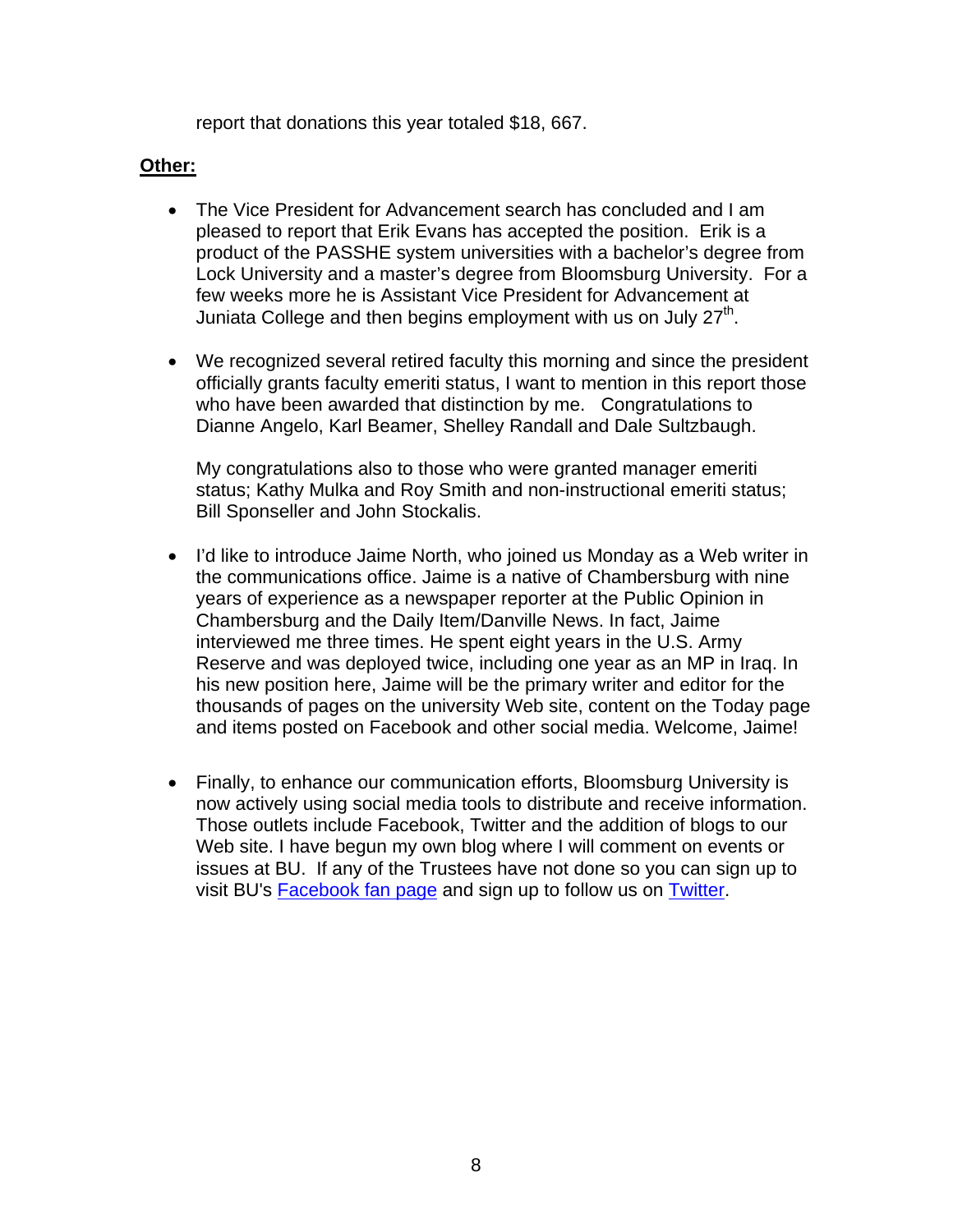report that donations this year totaled $18, 667.

**Other:**

- The Vice President for Advancement search has concluded and I am pleased to report that Erik Evans has accepted the position. Erik is a product of the PASSHE system universities with a bachelor's degree from Lock University and a master's degree from Bloomsburg University. For a few weeks more he is Assistant Vice President for Advancement at Juniata College and then begins employment with us on July 27th.

- We recognized several retired faculty this morning and since the president officially grants faculty emeriti status, I want to mention in this report those who have been awarded that distinction by me. Congratulations to Dianne Angelo, Karl Beamer, Shelley Randall and Dale Sultzbaugh.

  My congratulations also to those who were granted manager emeriti status; Kathy Mulka and Roy Smith and non-instructional emeriti status; Bill Sponseller and John Stockalis.

- I'd like to introduce Jaime North, who joined us Monday as a Web writer in the communications office. Jaime is a native of Chambersburg with nine years of experience as a newspaper reporter at the Public Opinion in Chambersburg and the Daily Item/Danville News. In fact, Jaime interviewed me three times. He spent eight years in the U.S. Army Reserve and was deployed twice, including one year as an MP in Iraq. In his new position here, Jaime will be the primary writer and editor for the thousands of pages on the university Web site, content on the Today page and items posted on Facebook and other social media. Welcome, Jaime!

- Finally, to enhance our communication efforts, Bloomsburg University is now actively using social media tools to distribute and receive information. Those outlets include Facebook, Twitter and the addition of blogs to our Web site. I have begun my own blog where I will comment on events or issues at BU. If any of the Trustees have not done so you can sign up to visit BU's Facebook fan page and sign up to follow us on Twitter.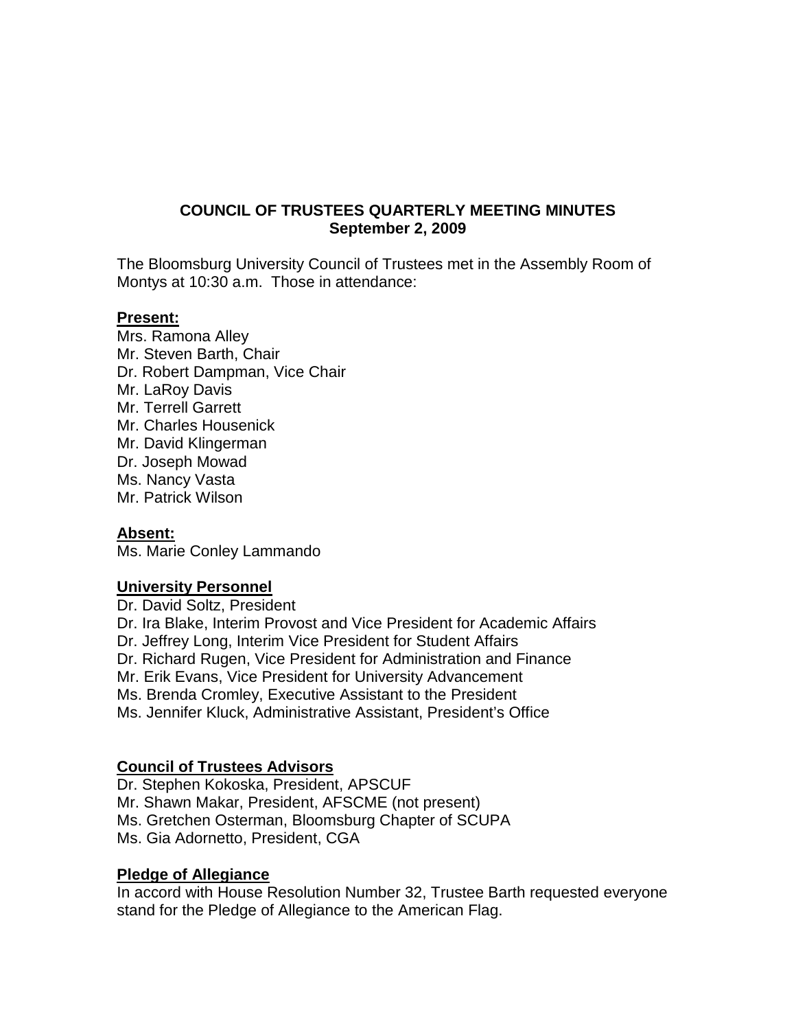**COUNCIL OF TRUSTEES QUARTERLY MEETING MINUTES**
**September 2, 2009**

The Bloomsburg University Council of Trustees met in the Assembly Room of Montys at 10:30 a.m. Those in attendance:

**Present:**

Mrs. Ramona Alley
Mr. Steven Barth, Chair
Dr. Robert Dampman, Vice Chair
Mr. LaRoy Davis
Mr. Terrell Garrett
Mr. Charles Housenick
Mr. David Klingerman
Dr. Joseph Mowad
Ms. Nancy Vasta
Mr. Patrick Wilson

**Absent:**

Ms. Marie Conley Lammando

**University Personnel**

Dr. David Soltz, President
Dr. Ira Blake, Interim Provost and Vice President for Academic Affairs
Dr. Jeffrey Long, Interim Vice President for Student Affairs
Dr. Richard Rugen, Vice President for Administration and Finance
Mr. Erik Evans, Vice President for University Advancement
Ms. Brenda Cromley, Executive Assistant to the President
Ms. Jennifer Kluck, Administrative Assistant, President's Office

**Council of Trustees Advisors**

Dr. Stephen Kokoska, President, APSCUF
Mr. Shawn Makar, President, AFSCME (not present)
Ms. Gretchen Osterman, Bloomsburg Chapter of SCUPA
Ms. Gia Adornetto, President, CGA

**Pledge of Allegiance**

In accord with House Resolution Number 32, Trustee Barth requested everyone stand for the Pledge of Allegiance to the American Flag.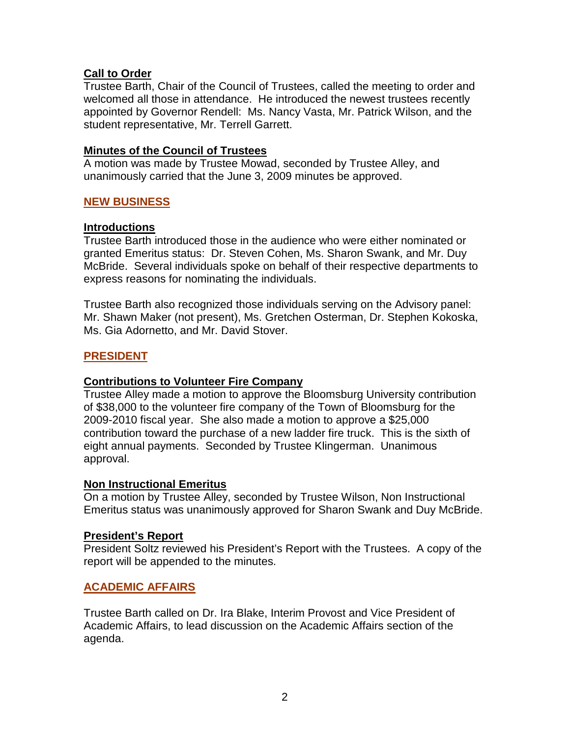## Call to Order

Trustee Barth, Chair of the Council of Trustees, called the meeting to order and welcomed all those in attendance. He introduced the newest trustees recently appointed by Governor Rendell: Ms. Nancy Vasta, Mr. Patrick Wilson, and the student representative, Mr. Terrell Garrett.

## Minutes of the Council of Trustees

A motion was made by Trustee Mowad, seconded by Trustee Alley, and unanimously carried that the June 3, 2009 minutes be approved.

# NEW BUSINESS

## Introductions

Trustee Barth introduced those in the audience who were either nominated or granted Emeritus status: Dr. Steven Cohen, Ms. Sharon Swank, and Mr. Duy McBride. Several individuals spoke on behalf of their respective departments to express reasons for nominating the individuals.

Trustee Barth also recognized those individuals serving on the Advisory panel: Mr. Shawn Maker (not present), Ms. Gretchen Osterman, Dr. Stephen Kokoska, Ms. Gia Adornetto, and Mr. David Stover.

# PRESIDENT

## Contributions to Volunteer Fire Company

Trustee Alley made a motion to approve the Bloomsburg University contribution of $38,000 to the volunteer fire company of the Town of Bloomsburg for the 2009-2010 fiscal year. She also made a motion to approve a $25,000 contribution toward the purchase of a new ladder fire truck. This is the sixth of eight annual payments. Seconded by Trustee Klingerman. Unanimous approval.

## Non Instructional Emeritus

On a motion by Trustee Alley, seconded by Trustee Wilson, Non Instructional Emeritus status was unanimously approved for Sharon Swank and Duy McBride.

## President's Report

President Soltz reviewed his President's Report with the Trustees. A copy of the report will be appended to the minutes.

# ACADEMIC AFFAIRS

Trustee Barth called on Dr. Ira Blake, Interim Provost and Vice President of Academic Affairs, to lead discussion on the Academic Affairs section of the agenda.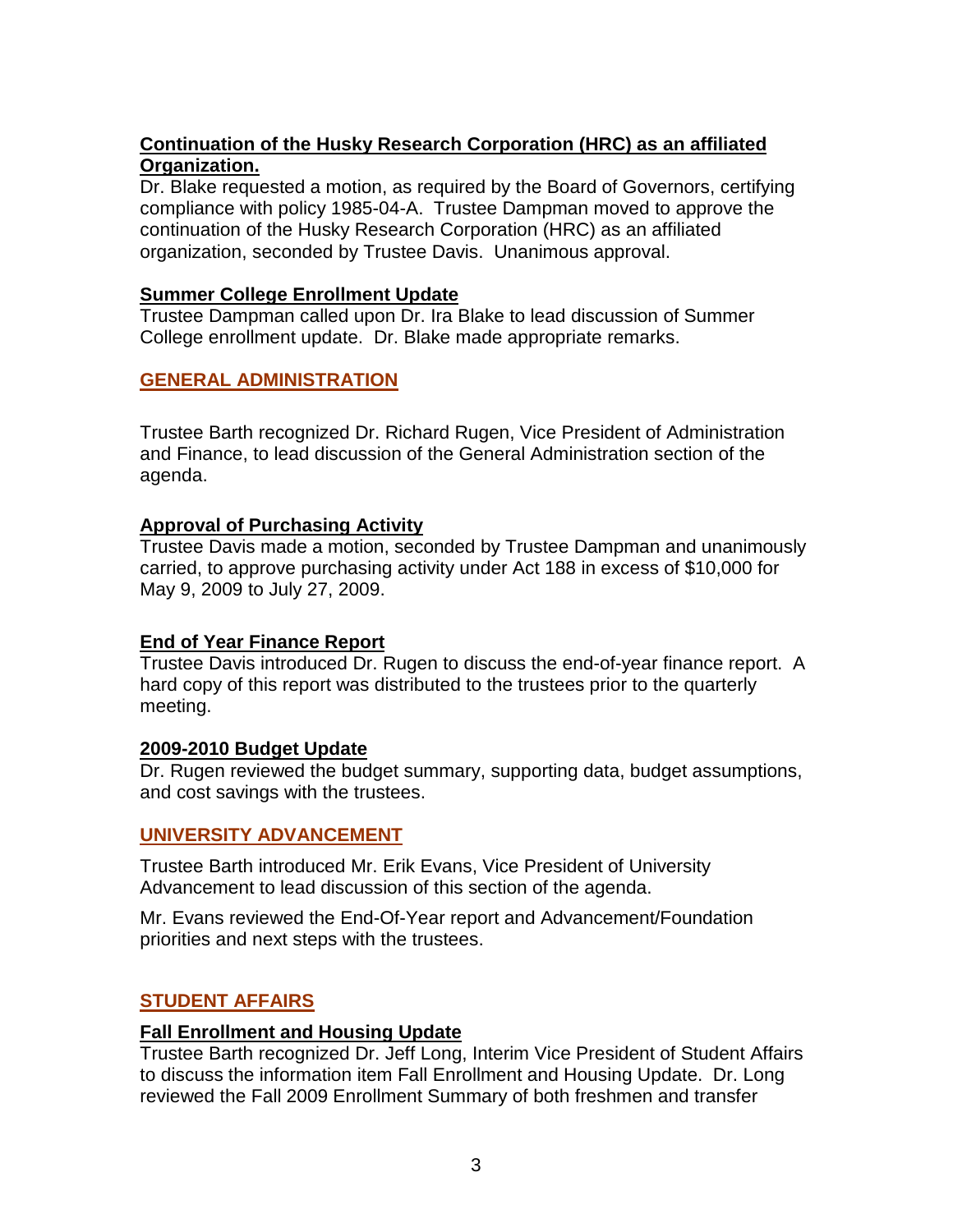### Continuation of the Husky Research Corporation (HRC) as an affiliated Organization.

Dr. Blake requested a motion, as required by the Board of Governors, certifying compliance with policy 1985-04-A. Trustee Dampman moved to approve the continuation of the Husky Research Corporation (HRC) as an affiliated organization, seconded by Trustee Davis. Unanimous approval.

### Summer College Enrollment Update

Trustee Dampman called upon Dr. Ira Blake to lead discussion of Summer College enrollment update. Dr. Blake made appropriate remarks.

## GENERAL ADMINISTRATION

Trustee Barth recognized Dr. Richard Rugen, Vice President of Administration and Finance, to lead discussion of the General Administration section of the agenda.

### Approval of Purchasing Activity

Trustee Davis made a motion, seconded by Trustee Dampman and unanimously carried, to approve purchasing activity under Act 188 in excess of $10,000 for May 9, 2009 to July 27, 2009.

### End of Year Finance Report

Trustee Davis introduced Dr. Rugen to discuss the end-of-year finance report. A hard copy of this report was distributed to the trustees prior to the quarterly meeting.

### 2009-2010 Budget Update

Dr. Rugen reviewed the budget summary, supporting data, budget assumptions, and cost savings with the trustees.

## UNIVERSITY ADVANCEMENT

Trustee Barth introduced Mr. Erik Evans, Vice President of University Advancement to lead discussion of this section of the agenda.

Mr. Evans reviewed the End-Of-Year report and Advancement/Foundation priorities and next steps with the trustees.

## STUDENT AFFAIRS

### Fall Enrollment and Housing Update

Trustee Barth recognized Dr. Jeff Long, Interim Vice President of Student Affairs to discuss the information item Fall Enrollment and Housing Update. Dr. Long reviewed the Fall 2009 Enrollment Summary of both freshmen and transfer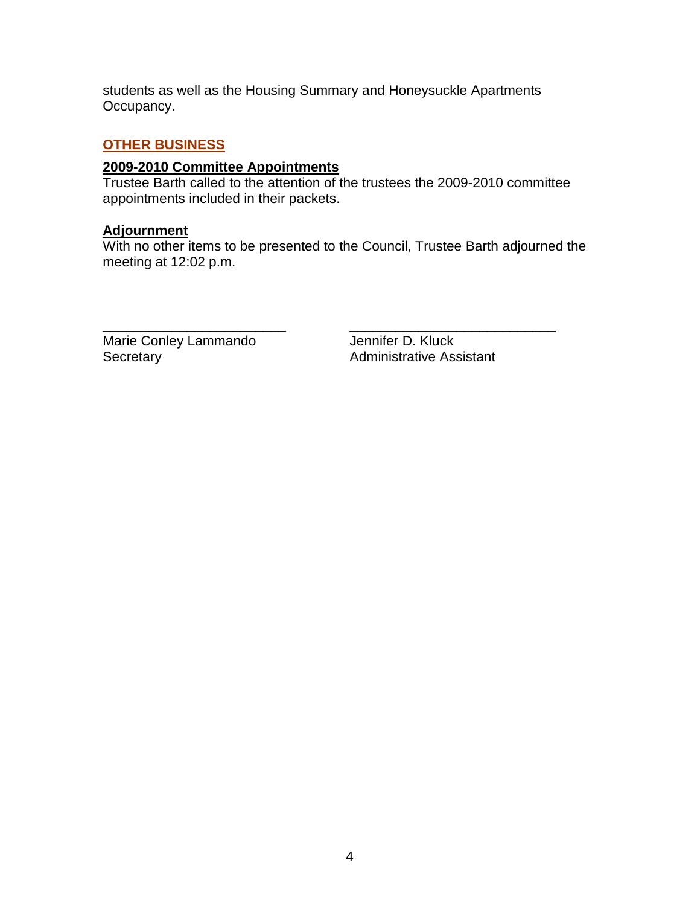students as well as the Housing Summary and Honeysuckle Apartments Occupancy.

## OTHER BUSINESS

### 2009-2010 Committee Appointments

Trustee Barth called to the attention of the trustees the 2009-2010 committee appointments included in their packets.

### Adjournment

With no other items to be presented to the Council, Trustee Barth adjourned the meeting at 12:02 p.m.

| ________________________ | ___________________________ |
|---|---|
| Marie Conley Lammando | Jennifer D. Kluck |
| Secretary | Administrative Assistant |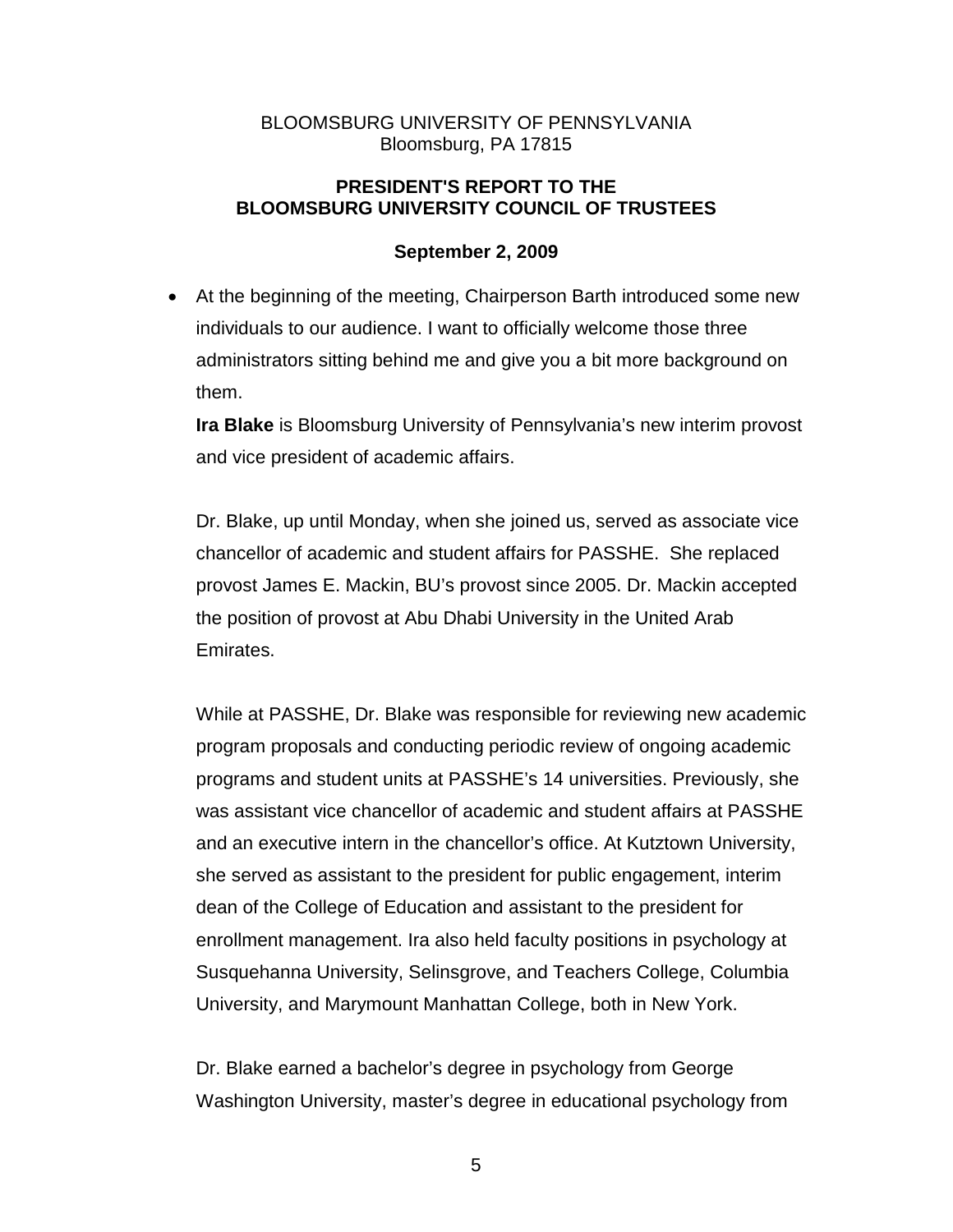BLOOMSBURG UNIVERSITY OF PENNSYLVANIA
Bloomsburg, PA 17815

**PRESIDENT'S REPORT TO THE BLOOMSBURG UNIVERSITY COUNCIL OF TRUSTEES**

**September 2, 2009**

- At the beginning of the meeting, Chairperson Barth introduced some new individuals to our audience. I want to officially welcome those three administrators sitting behind me and give you a bit more background on them.

  **Ira Blake** is Bloomsburg University of Pennsylvania's new interim provost and vice president of academic affairs.

  Dr. Blake, up until Monday, when she joined us, served as associate vice chancellor of academic and student affairs for PASSHE. She replaced provost James E. Mackin, BU's provost since 2005. Dr. Mackin accepted the position of provost at Abu Dhabi University in the United Arab Emirates.

  While at PASSHE, Dr. Blake was responsible for reviewing new academic program proposals and conducting periodic review of ongoing academic programs and student units at PASSHE's 14 universities. Previously, she was assistant vice chancellor of academic and student affairs at PASSHE and an executive intern in the chancellor's office. At Kutztown University, she served as assistant to the president for public engagement, interim dean of the College of Education and assistant to the president for enrollment management. Ira also held faculty positions in psychology at Susquehanna University, Selinsgrove, and Teachers College, Columbia University, and Marymount Manhattan College, both in New York.

  Dr. Blake earned a bachelor's degree in psychology from George Washington University, master's degree in educational psychology from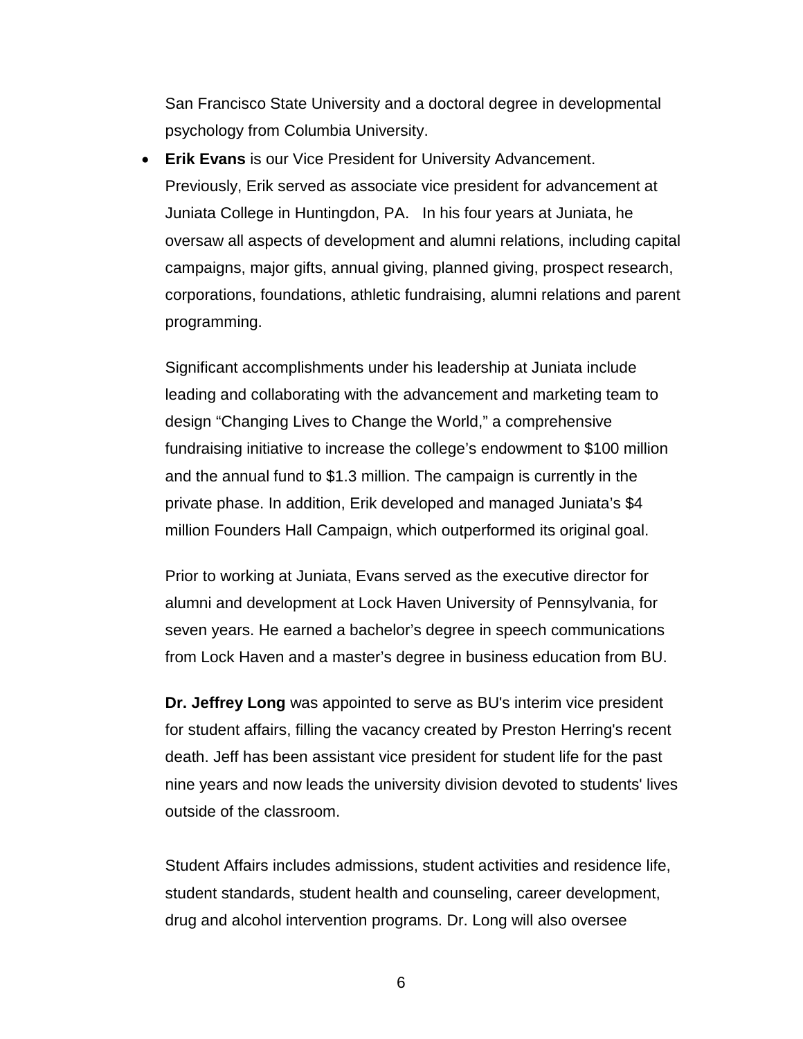San Francisco State University and a doctoral degree in developmental psychology from Columbia University.

- **Erik Evans** is our Vice President for University Advancement. Previously, Erik served as associate vice president for advancement at Juniata College in Huntingdon, PA. In his four years at Juniata, he oversaw all aspects of development and alumni relations, including capital campaigns, major gifts, annual giving, planned giving, prospect research, corporations, foundations, athletic fundraising, alumni relations and parent programming.

  Significant accomplishments under his leadership at Juniata include leading and collaborating with the advancement and marketing team to design "Changing Lives to Change the World," a comprehensive fundraising initiative to increase the college's endowment to $100 million and the annual fund to $1.3 million. The campaign is currently in the private phase. In addition, Erik developed and managed Juniata's $4 million Founders Hall Campaign, which outperformed its original goal.

  Prior to working at Juniata, Evans served as the executive director for alumni and development at Lock Haven University of Pennsylvania, for seven years. He earned a bachelor's degree in speech communications from Lock Haven and a master's degree in business education from BU.

  **Dr. Jeffrey Long** was appointed to serve as BU's interim vice president for student affairs, filling the vacancy created by Preston Herring's recent death. Jeff has been assistant vice president for student life for the past nine years and now leads the university division devoted to students' lives outside of the classroom.

  Student Affairs includes admissions, student activities and residence life, student standards, student health and counseling, career development, drug and alcohol intervention programs. Dr. Long will also oversee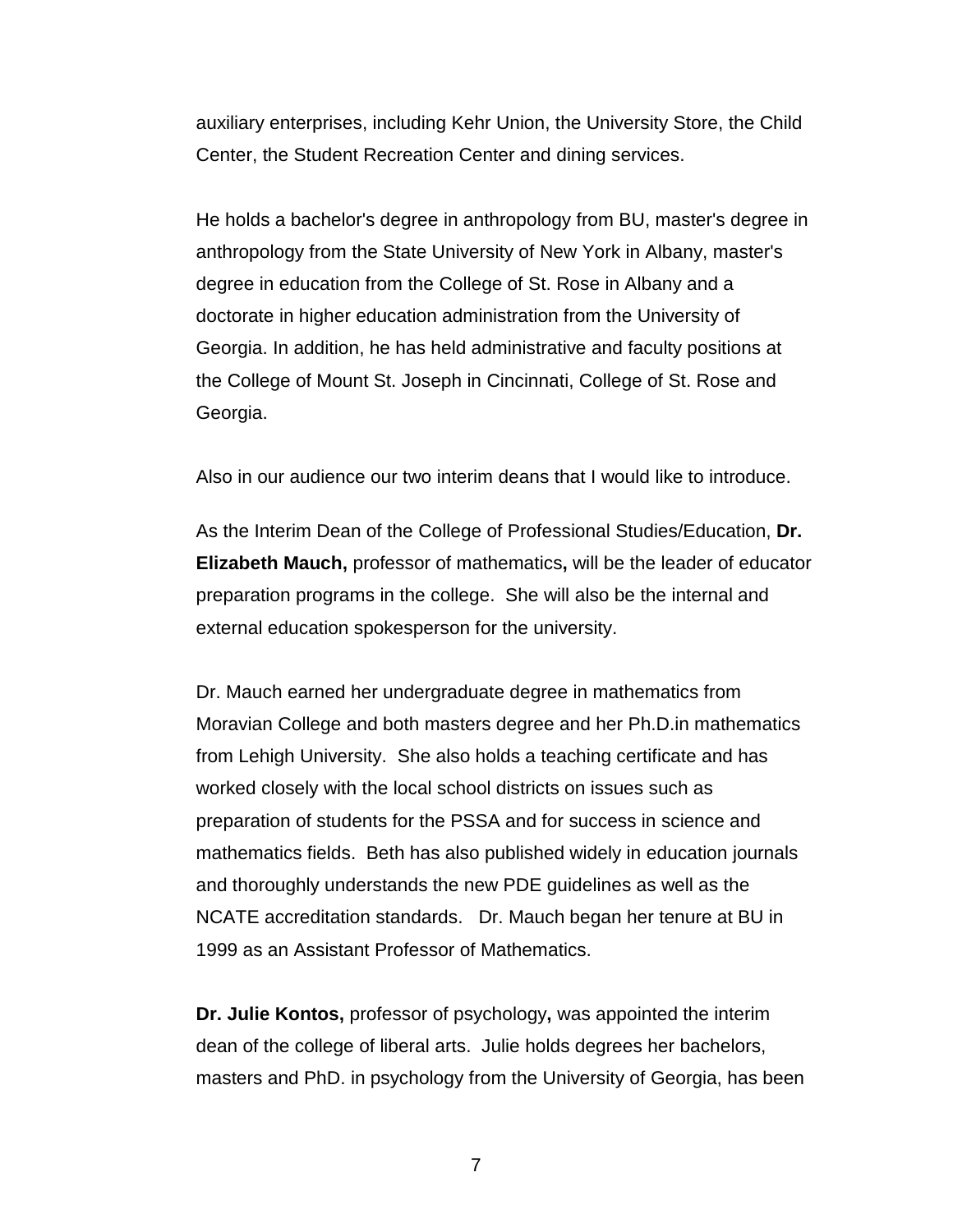auxiliary enterprises, including Kehr Union, the University Store, the Child Center, the Student Recreation Center and dining services.

He holds a bachelor's degree in anthropology from BU, master's degree in anthropology from the State University of New York in Albany, master's degree in education from the College of St. Rose in Albany and a doctorate in higher education administration from the University of Georgia. In addition, he has held administrative and faculty positions at the College of Mount St. Joseph in Cincinnati, College of St. Rose and Georgia.

Also in our audience our two interim deans that I would like to introduce.

As the Interim Dean of the College of Professional Studies/Education, **Dr. Elizabeth Mauch,** professor of mathematics**,** will be the leader of educator preparation programs in the college. She will also be the internal and external education spokesperson for the university.

Dr. Mauch earned her undergraduate degree in mathematics from Moravian College and both masters degree and her Ph.D.in mathematics from Lehigh University. She also holds a teaching certificate and has worked closely with the local school districts on issues such as preparation of students for the PSSA and for success in science and mathematics fields. Beth has also published widely in education journals and thoroughly understands the new PDE guidelines as well as the NCATE accreditation standards. Dr. Mauch began her tenure at BU in 1999 as an Assistant Professor of Mathematics.

**Dr. Julie Kontos,** professor of psychology**,** was appointed the interim dean of the college of liberal arts. Julie holds degrees her bachelors, masters and PhD. in psychology from the University of Georgia, has been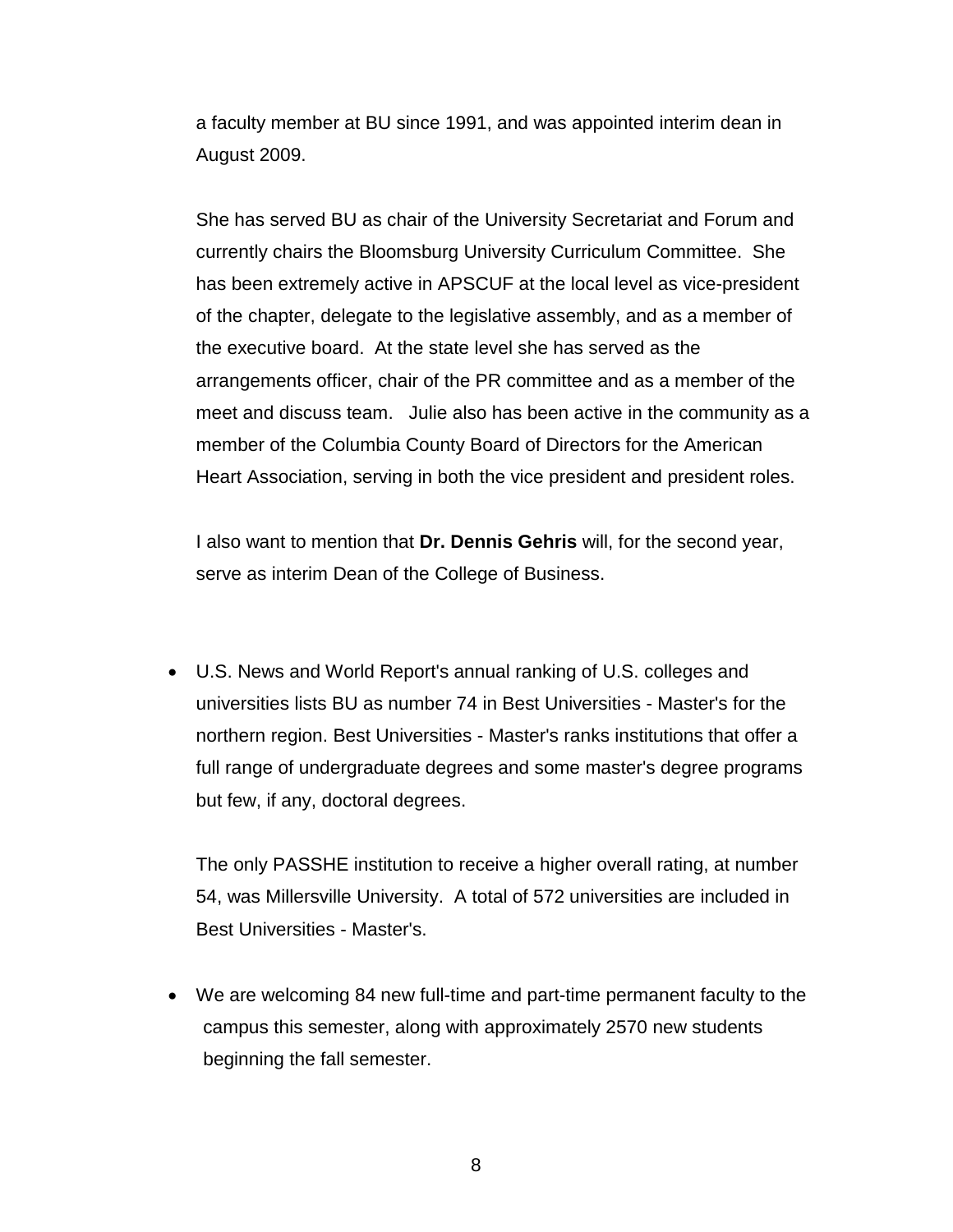a faculty member at BU since 1991, and was appointed interim dean in August 2009.

She has served BU as chair of the University Secretariat and Forum and currently chairs the Bloomsburg University Curriculum Committee. She has been extremely active in APSCUF at the local level as vice-president of the chapter, delegate to the legislative assembly, and as a member of the executive board. At the state level she has served as the arrangements officer, chair of the PR committee and as a member of the meet and discuss team. Julie also has been active in the community as a member of the Columbia County Board of Directors for the American Heart Association, serving in both the vice president and president roles.

I also want to mention that **Dr. Dennis Gehris** will, for the second year, serve as interim Dean of the College of Business.

- U.S. News and World Report's annual ranking of U.S. colleges and universities lists BU as number 74 in Best Universities - Master's for the northern region. Best Universities - Master's ranks institutions that offer a full range of undergraduate degrees and some master's degree programs but few, if any, doctoral degrees.

  The only PASSHE institution to receive a higher overall rating, at number 54, was Millersville University. A total of 572 universities are included in Best Universities - Master's.

- We are welcoming 84 new full-time and part-time permanent faculty to the campus this semester, along with approximately 2570 new students beginning the fall semester.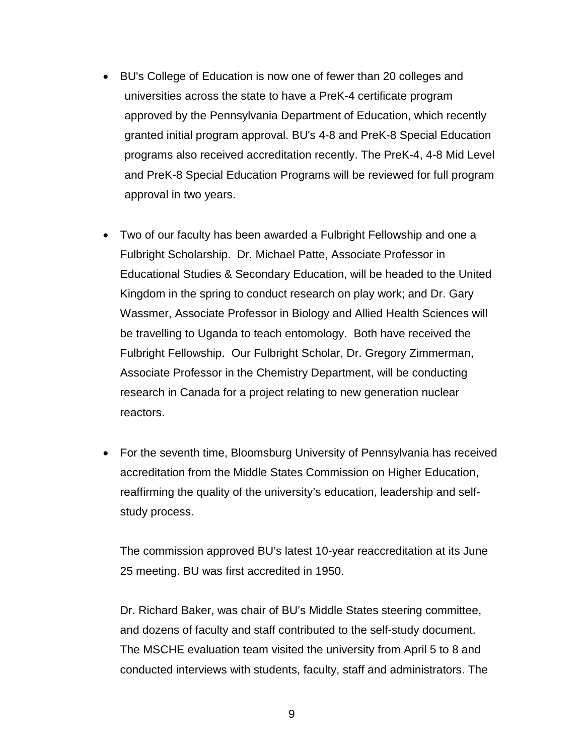- BU's College of Education is now one of fewer than 20 colleges and universities across the state to have a PreK-4 certificate program approved by the Pennsylvania Department of Education, which recently granted initial program approval. BU's 4-8 and PreK-8 Special Education programs also received accreditation recently. The PreK-4, 4-8 Mid Level and PreK-8 Special Education Programs will be reviewed for full program approval in two years.

- Two of our faculty has been awarded a Fulbright Fellowship and one a Fulbright Scholarship. Dr. Michael Patte, Associate Professor in Educational Studies & Secondary Education, will be headed to the United Kingdom in the spring to conduct research on play work; and Dr. Gary Wassmer, Associate Professor in Biology and Allied Health Sciences will be travelling to Uganda to teach entomology. Both have received the Fulbright Fellowship. Our Fulbright Scholar, Dr. Gregory Zimmerman, Associate Professor in the Chemistry Department, will be conducting research in Canada for a project relating to new generation nuclear reactors.

- For the seventh time, Bloomsburg University of Pennsylvania has received accreditation from the Middle States Commission on Higher Education, reaffirming the quality of the university's education, leadership and self-study process.

  The commission approved BU's latest 10-year reaccreditation at its June 25 meeting. BU was first accredited in 1950.

  Dr. Richard Baker, was chair of BU's Middle States steering committee, and dozens of faculty and staff contributed to the self-study document. The MSCHE evaluation team visited the university from April 5 to 8 and conducted interviews with students, faculty, staff and administrators. The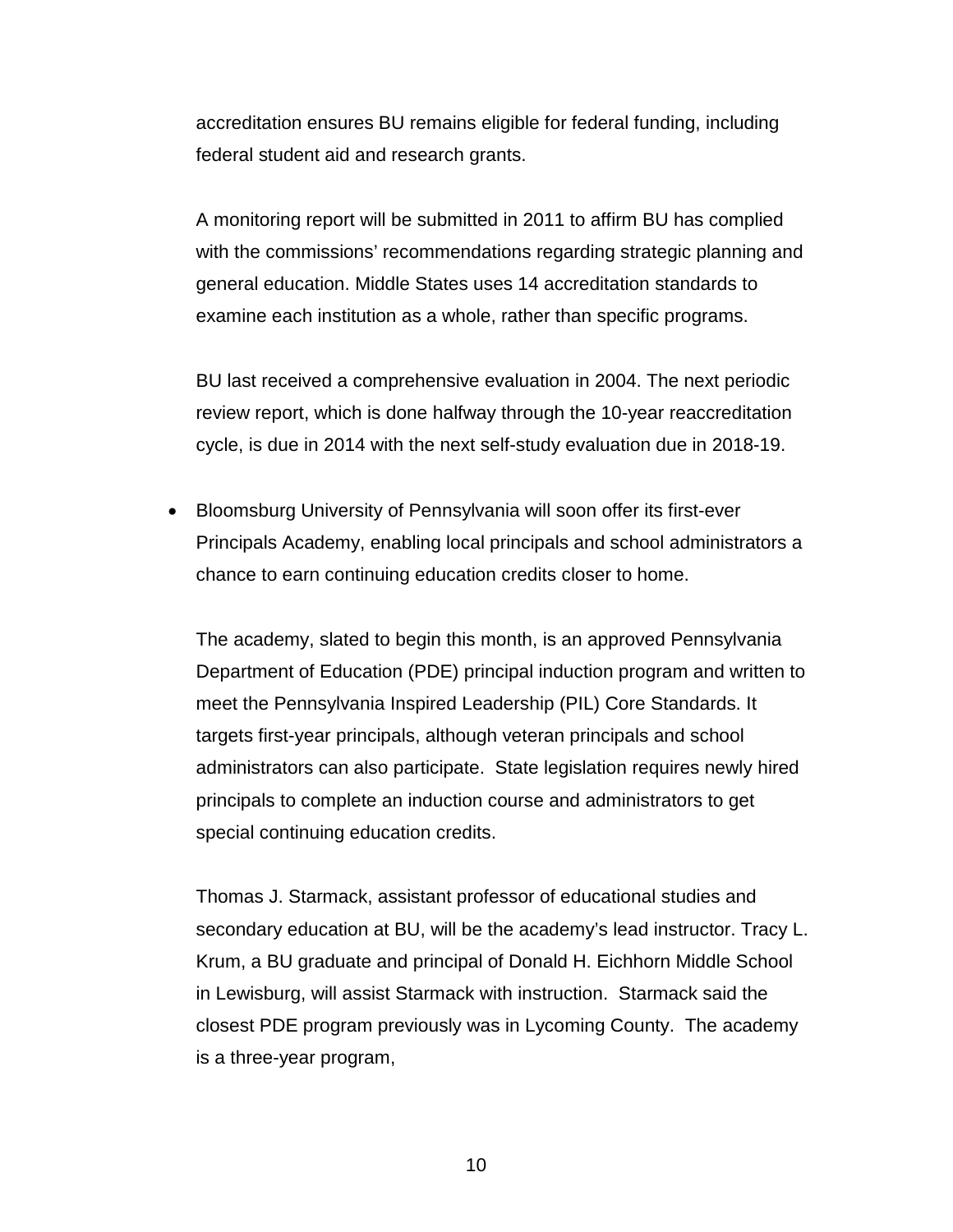accreditation ensures BU remains eligible for federal funding, including federal student aid and research grants.

A monitoring report will be submitted in 2011 to affirm BU has complied with the commissions' recommendations regarding strategic planning and general education. Middle States uses 14 accreditation standards to examine each institution as a whole, rather than specific programs.

BU last received a comprehensive evaluation in 2004. The next periodic review report, which is done halfway through the 10-year reaccreditation cycle, is due in 2014 with the next self-study evaluation due in 2018-19.

- Bloomsburg University of Pennsylvania will soon offer its first-ever Principals Academy, enabling local principals and school administrators a chance to earn continuing education credits closer to home.

  The academy, slated to begin this month, is an approved Pennsylvania Department of Education (PDE) principal induction program and written to meet the Pennsylvania Inspired Leadership (PIL) Core Standards. It targets first-year principals, although veteran principals and school administrators can also participate. State legislation requires newly hired principals to complete an induction course and administrators to get special continuing education credits.

  Thomas J. Starmack, assistant professor of educational studies and secondary education at BU, will be the academy's lead instructor. Tracy L. Krum, a BU graduate and principal of Donald H. Eichhorn Middle School in Lewisburg, will assist Starmack with instruction. Starmack said the closest PDE program previously was in Lycoming County. The academy is a three-year program,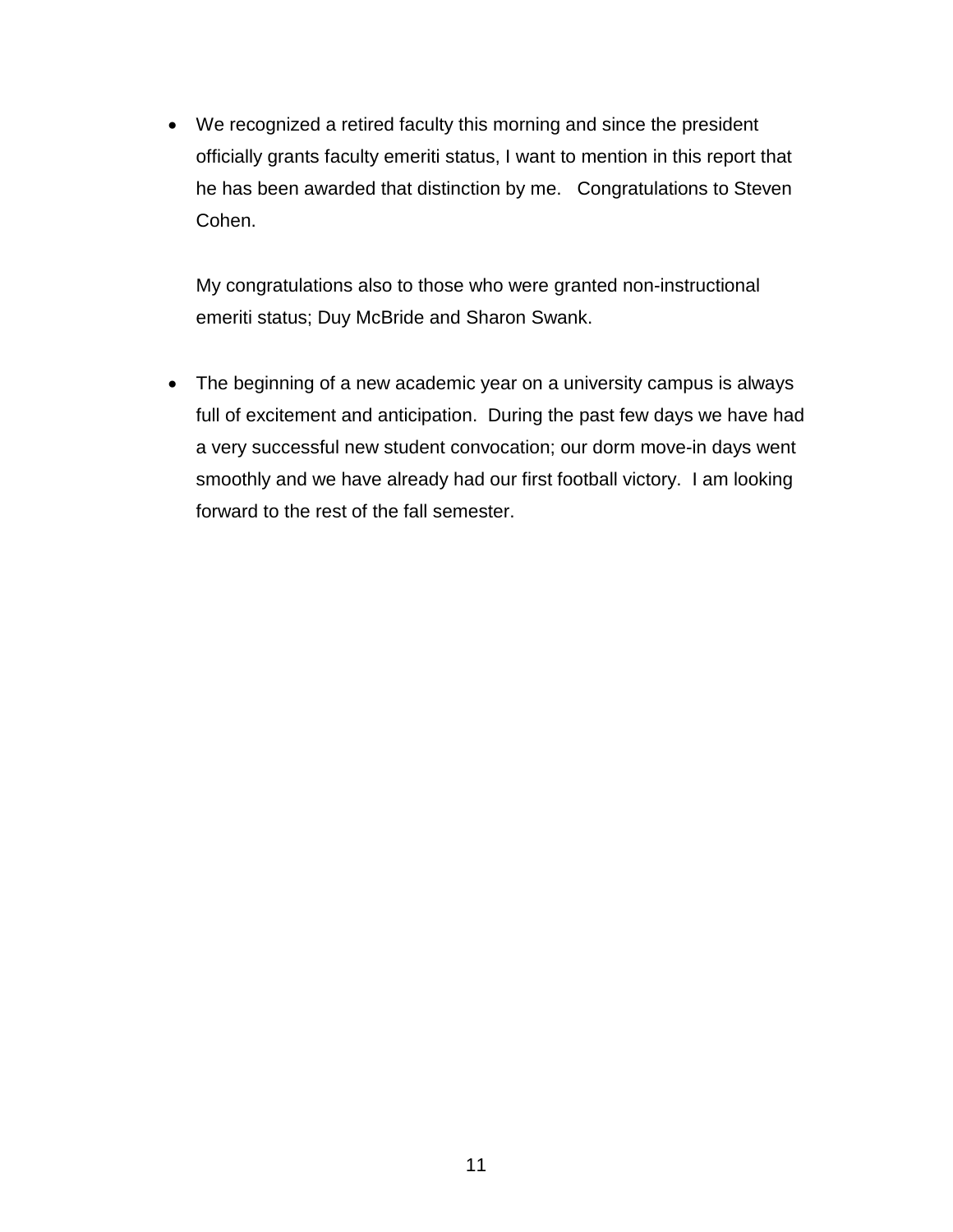- We recognized a retired faculty this morning and since the president officially grants faculty emeriti status, I want to mention in this report that he has been awarded that distinction by me.   Congratulations to Steven Cohen.

  My congratulations also to those who were granted non-instructional emeriti status; Duy McBride and Sharon Swank.

- The beginning of a new academic year on a university campus is always full of excitement and anticipation.  During the past few days we have had a very successful new student convocation; our dorm move-in days went smoothly and we have already had our first football victory.  I am looking forward to the rest of the fall semester.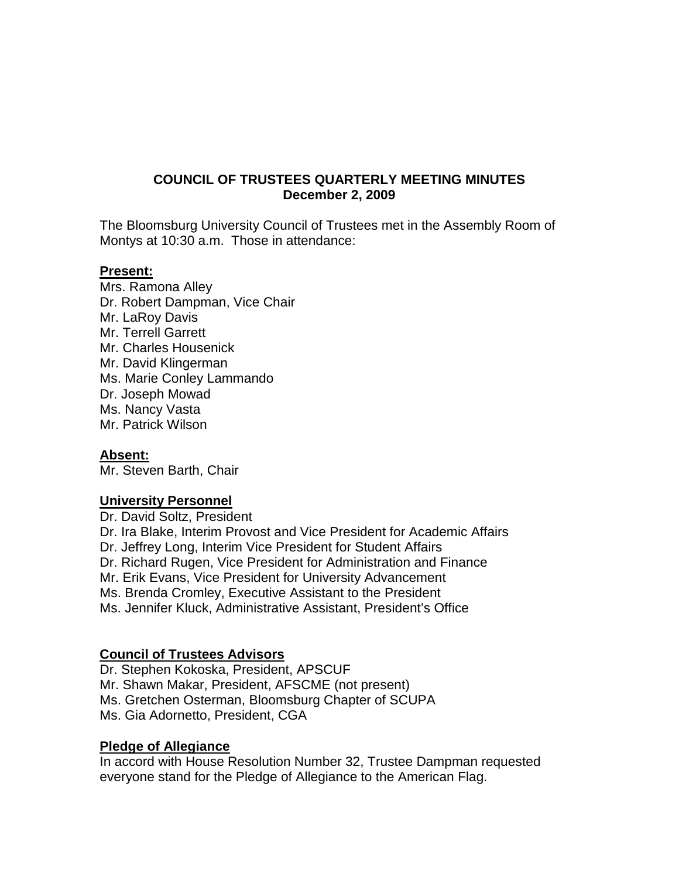**COUNCIL OF TRUSTEES QUARTERLY MEETING MINUTES**
**December 2, 2009**

The Bloomsburg University Council of Trustees met in the Assembly Room of Montys at 10:30 a.m. Those in attendance:

**Present:**

Mrs. Ramona Alley
Dr. Robert Dampman, Vice Chair
Mr. LaRoy Davis
Mr. Terrell Garrett
Mr. Charles Housenick
Mr. David Klingerman
Ms. Marie Conley Lammando
Dr. Joseph Mowad
Ms. Nancy Vasta
Mr. Patrick Wilson

**Absent:**

Mr. Steven Barth, Chair

**University Personnel**

Dr. David Soltz, President
Dr. Ira Blake, Interim Provost and Vice President for Academic Affairs
Dr. Jeffrey Long, Interim Vice President for Student Affairs
Dr. Richard Rugen, Vice President for Administration and Finance
Mr. Erik Evans, Vice President for University Advancement
Ms. Brenda Cromley, Executive Assistant to the President
Ms. Jennifer Kluck, Administrative Assistant, President's Office

**Council of Trustees Advisors**

Dr. Stephen Kokoska, President, APSCUF
Mr. Shawn Makar, President, AFSCME (not present)
Ms. Gretchen Osterman, Bloomsburg Chapter of SCUPA
Ms. Gia Adornetto, President, CGA

**Pledge of Allegiance**

In accord with House Resolution Number 32, Trustee Dampman requested everyone stand for the Pledge of Allegiance to the American Flag.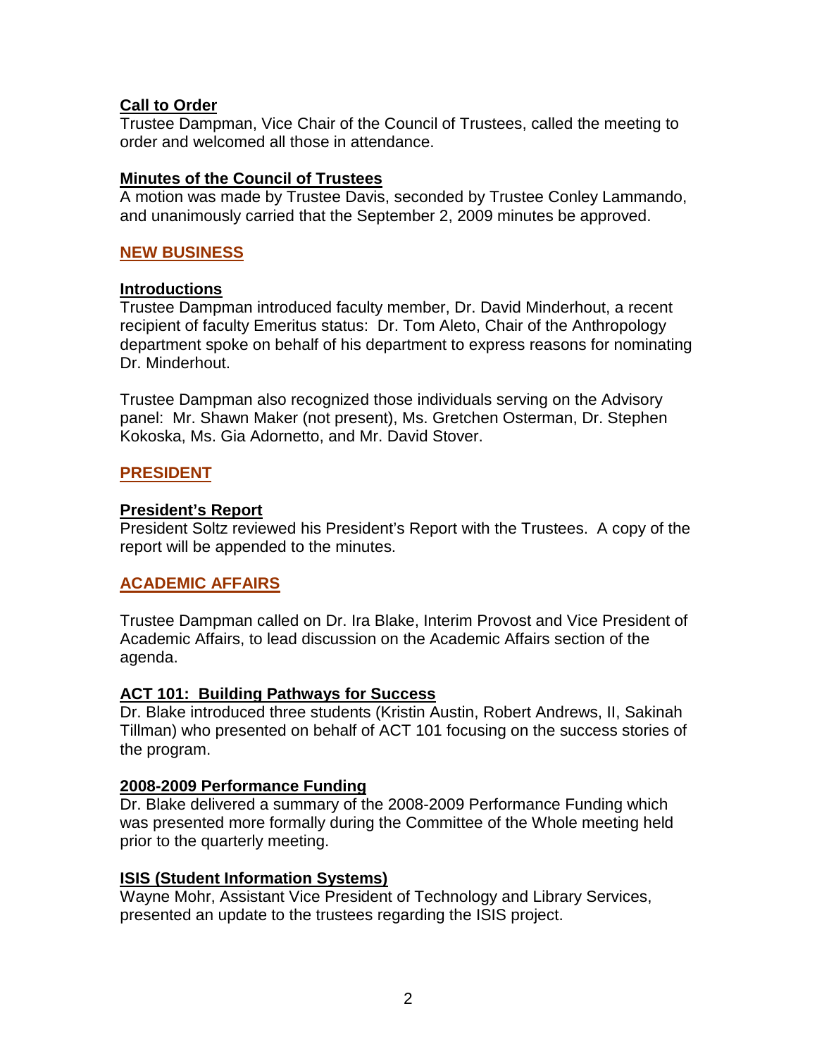**Call to Order**

Trustee Dampman, Vice Chair of the Council of Trustees, called the meeting to order and welcomed all those in attendance.

**Minutes of the Council of Trustees**

A motion was made by Trustee Davis, seconded by Trustee Conley Lammando, and unanimously carried that the September 2, 2009 minutes be approved.

## NEW BUSINESS

**Introductions**

Trustee Dampman introduced faculty member, Dr. David Minderhout, a recent recipient of faculty Emeritus status: Dr. Tom Aleto, Chair of the Anthropology department spoke on behalf of his department to express reasons for nominating Dr. Minderhout.

Trustee Dampman also recognized those individuals serving on the Advisory panel: Mr. Shawn Maker (not present), Ms. Gretchen Osterman, Dr. Stephen Kokoska, Ms. Gia Adornetto, and Mr. David Stover.

## PRESIDENT

**President's Report**

President Soltz reviewed his President's Report with the Trustees. A copy of the report will be appended to the minutes.

## ACADEMIC AFFAIRS

Trustee Dampman called on Dr. Ira Blake, Interim Provost and Vice President of Academic Affairs, to lead discussion on the Academic Affairs section of the agenda.

**ACT 101: Building Pathways for Success**

Dr. Blake introduced three students (Kristin Austin, Robert Andrews, II, Sakinah Tillman) who presented on behalf of ACT 101 focusing on the success stories of the program.

**2008-2009 Performance Funding**

Dr. Blake delivered a summary of the 2008-2009 Performance Funding which was presented more formally during the Committee of the Whole meeting held prior to the quarterly meeting.

**ISIS (Student Information Systems)**

Wayne Mohr, Assistant Vice President of Technology and Library Services, presented an update to the trustees regarding the ISIS project.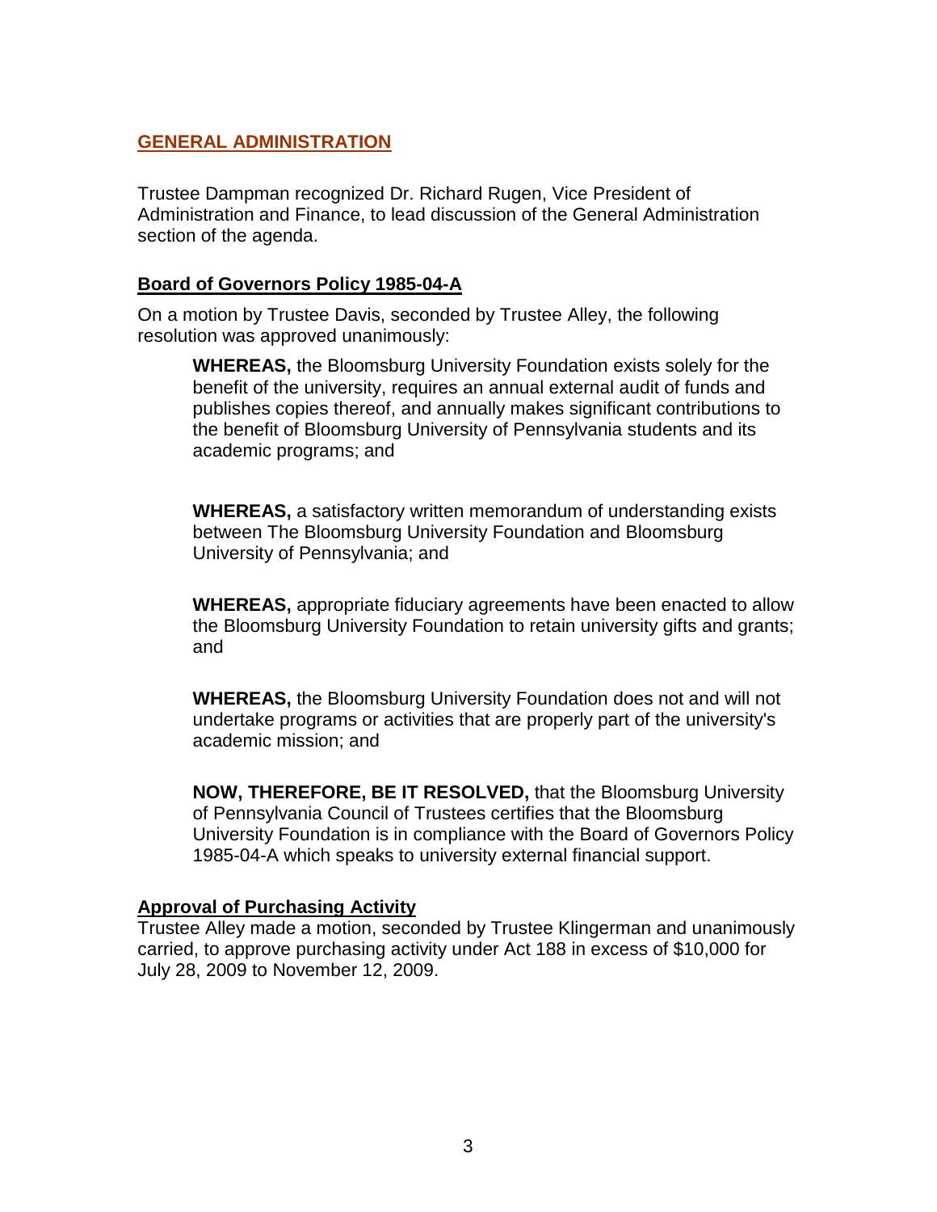## GENERAL ADMINISTRATION

Trustee Dampman recognized Dr. Richard Rugen, Vice President of Administration and Finance, to lead discussion of the General Administration section of the agenda.

### Board of Governors Policy 1985-04-A

On a motion by Trustee Davis, seconded by Trustee Alley, the following resolution was approved unanimously:

> **WHEREAS,** the Bloomsburg University Foundation exists solely for the benefit of the university, requires an annual external audit of funds and publishes copies thereof, and annually makes significant contributions to the benefit of Bloomsburg University of Pennsylvania students and its academic programs; and
>
> **WHEREAS,** a satisfactory written memorandum of understanding exists between The Bloomsburg University Foundation and Bloomsburg University of Pennsylvania; and
>
> **WHEREAS,** appropriate fiduciary agreements have been enacted to allow the Bloomsburg University Foundation to retain university gifts and grants; and
>
> **WHEREAS,** the Bloomsburg University Foundation does not and will not undertake programs or activities that are properly part of the university's academic mission; and
>
> **NOW, THEREFORE, BE IT RESOLVED,** that the Bloomsburg University of Pennsylvania Council of Trustees certifies that the Bloomsburg University Foundation is in compliance with the Board of Governors Policy 1985-04-A which speaks to university external financial support.

### Approval of Purchasing Activity

Trustee Alley made a motion, seconded by Trustee Klingerman and unanimously carried, to approve purchasing activity under Act 188 in excess of $10,000 for July 28, 2009 to November 12, 2009.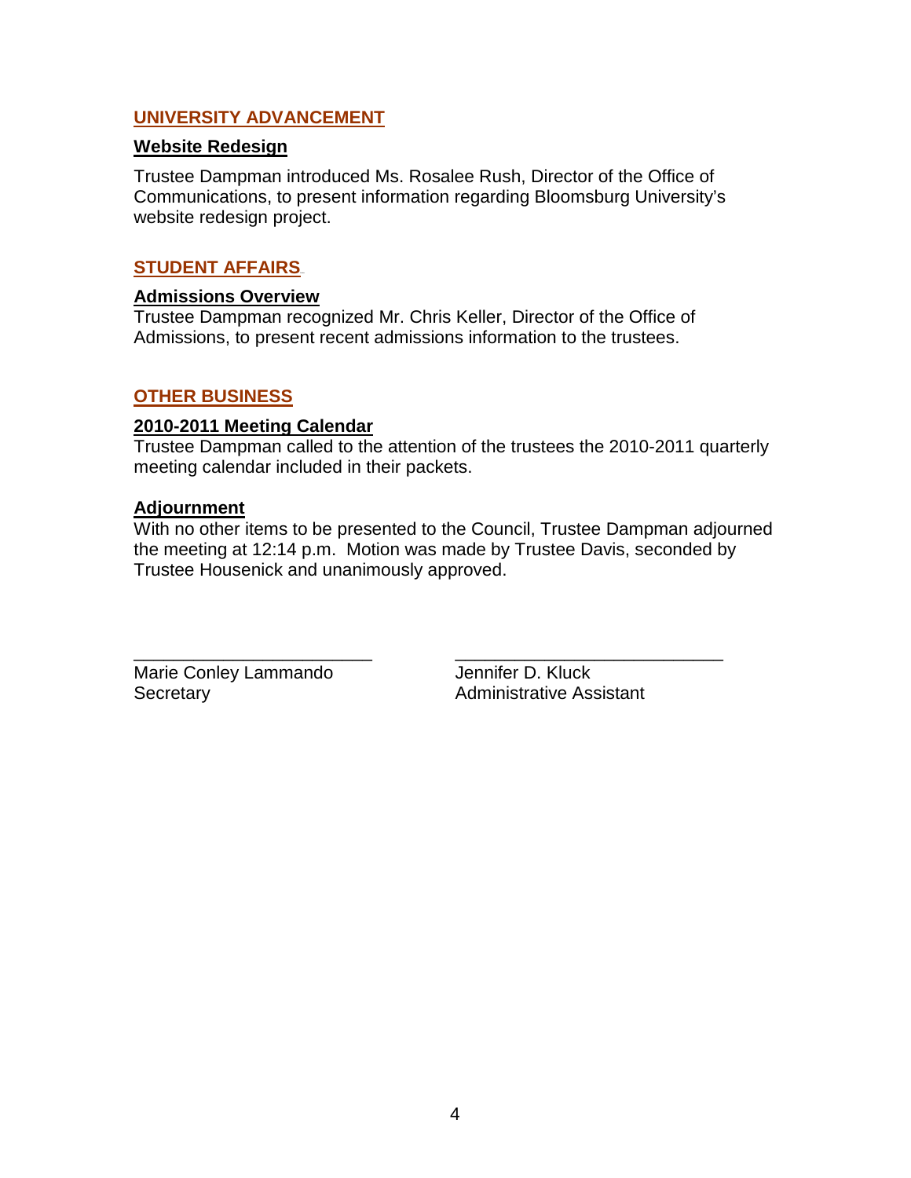## UNIVERSITY ADVANCEMENT

### Website Redesign

Trustee Dampman introduced Ms. Rosalee Rush, Director of the Office of Communications, to present information regarding Bloomsburg University's website redesign project.

## STUDENT AFFAIRS

### Admissions Overview

Trustee Dampman recognized Mr. Chris Keller, Director of the Office of Admissions, to present recent admissions information to the trustees.

## OTHER BUSINESS

### 2010-2011 Meeting Calendar

Trustee Dampman called to the attention of the trustees the 2010-2011 quarterly meeting calendar included in their packets.

### Adjournment

With no other items to be presented to the Council, Trustee Dampman adjourned the meeting at 12:14 p.m. Motion was made by Trustee Davis, seconded by Trustee Housenick and unanimously approved.

| ________________________ | ___________________________ |
|---|---|
| Marie Conley Lammando | Jennifer D. Kluck |
| Secretary | Administrative Assistant |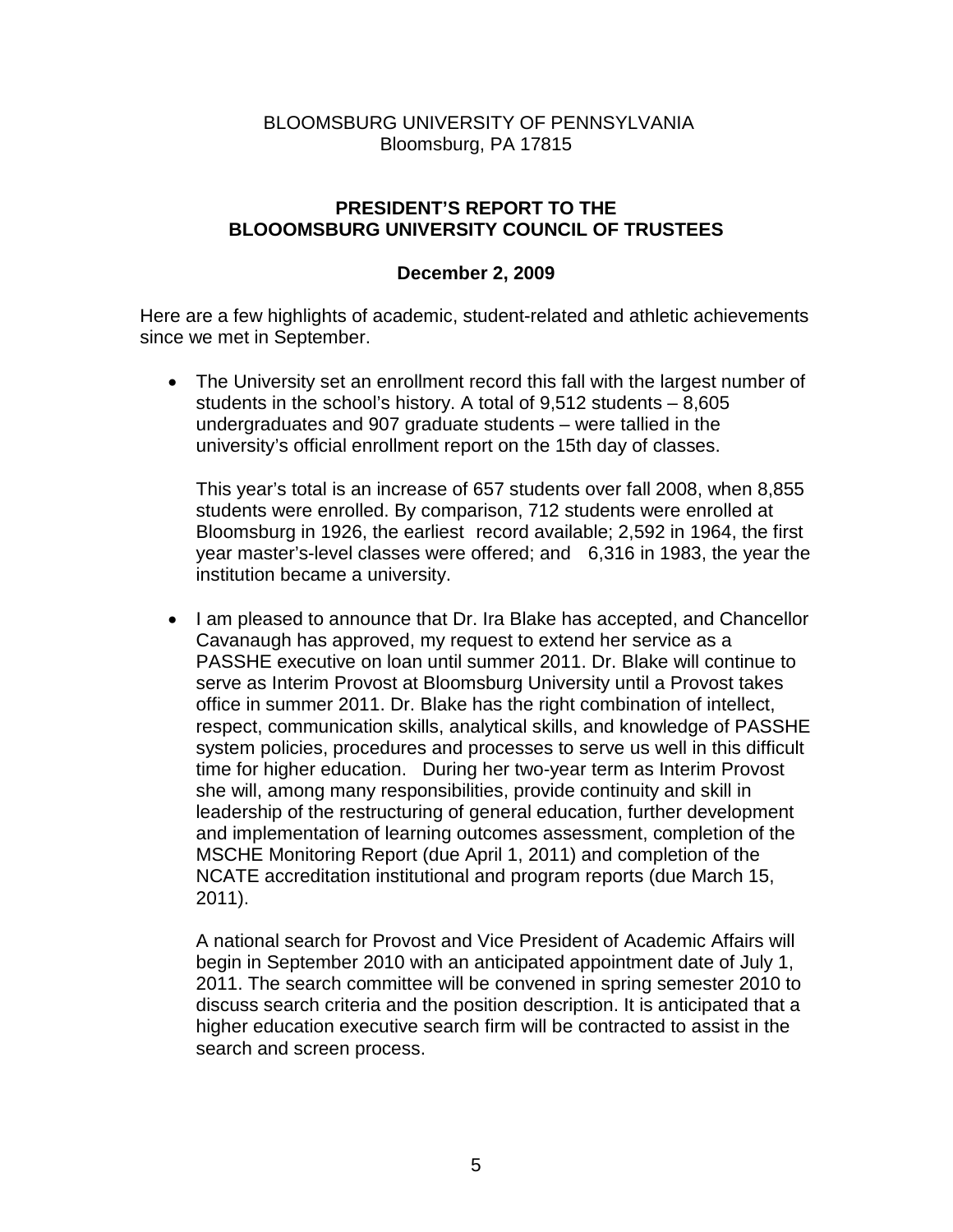BLOOMSBURG UNIVERSITY OF PENNSYLVANIA
Bloomsburg, PA 17815

**PRESIDENT'S REPORT TO THE BLOOOMSBURG UNIVERSITY COUNCIL OF TRUSTEES**

**December 2, 2009**

Here are a few highlights of academic, student-related and athletic achievements since we met in September.

- The University set an enrollment record this fall with the largest number of students in the school's history. A total of 9,512 students – 8,605 undergraduates and 907 graduate students – were tallied in the university's official enrollment report on the 15th day of classes.

  This year's total is an increase of 657 students over fall 2008, when 8,855 students were enrolled. By comparison, 712 students were enrolled at Bloomsburg in 1926, the earliest record available; 2,592 in 1964, the first year master's-level classes were offered; and 6,316 in 1983, the year the institution became a university.

- I am pleased to announce that Dr. Ira Blake has accepted, and Chancellor Cavanaugh has approved, my request to extend her service as a PASSHE executive on loan until summer 2011. Dr. Blake will continue to serve as Interim Provost at Bloomsburg University until a Provost takes office in summer 2011. Dr. Blake has the right combination of intellect, respect, communication skills, analytical skills, and knowledge of PASSHE system policies, procedures and processes to serve us well in this difficult time for higher education. During her two-year term as Interim Provost she will, among many responsibilities, provide continuity and skill in leadership of the restructuring of general education, further development and implementation of learning outcomes assessment, completion of the MSCHE Monitoring Report (due April 1, 2011) and completion of the NCATE accreditation institutional and program reports (due March 15, 2011).

  A national search for Provost and Vice President of Academic Affairs will begin in September 2010 with an anticipated appointment date of July 1, 2011. The search committee will be convened in spring semester 2010 to discuss search criteria and the position description. It is anticipated that a higher education executive search firm will be contracted to assist in the search and screen process.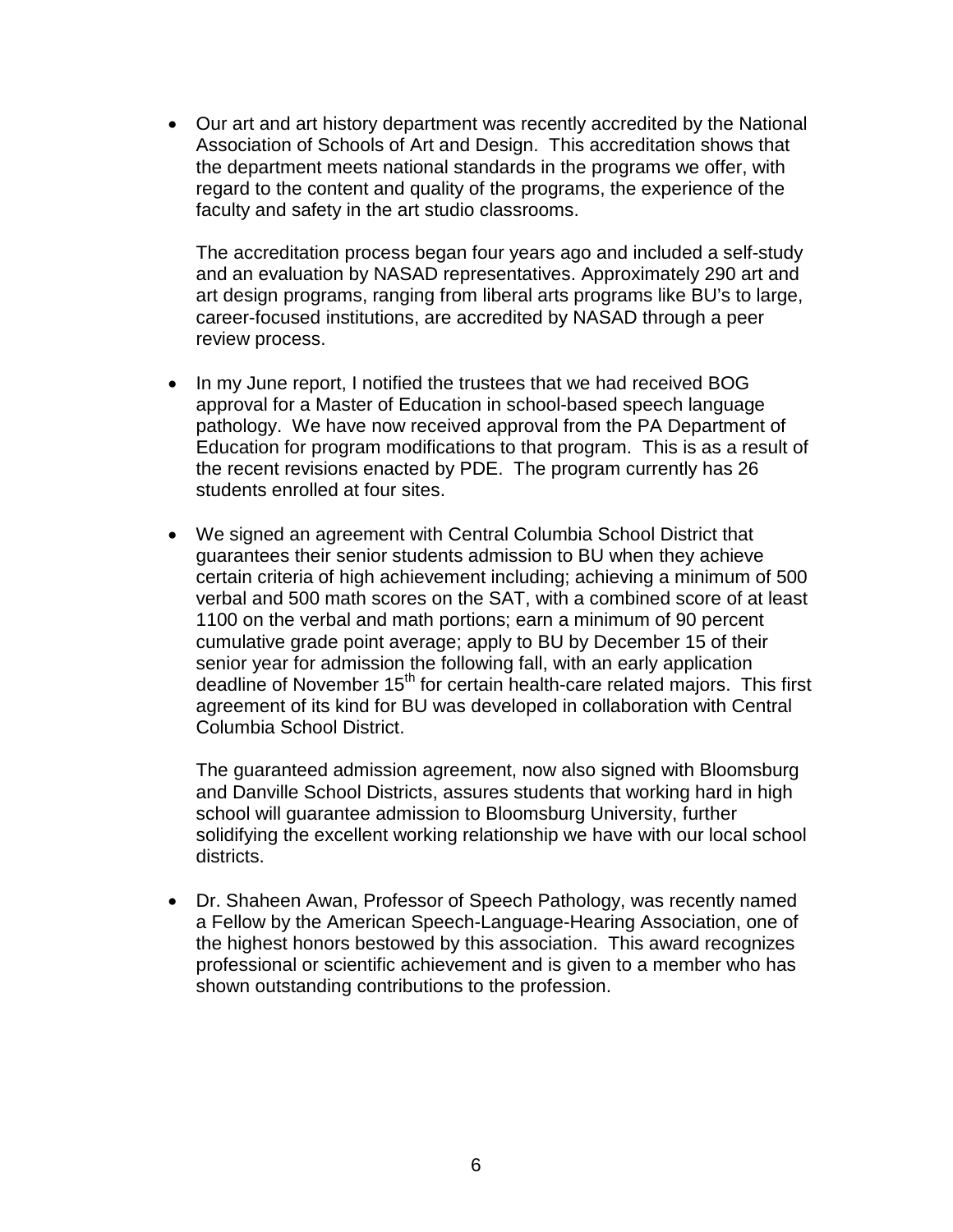- Our art and art history department was recently accredited by the National Association of Schools of Art and Design. This accreditation shows that the department meets national standards in the programs we offer, with regard to the content and quality of the programs, the experience of the faculty and safety in the art studio classrooms.

  The accreditation process began four years ago and included a self-study and an evaluation by NASAD representatives. Approximately 290 art and art design programs, ranging from liberal arts programs like BU's to large, career-focused institutions, are accredited by NASAD through a peer review process.

- In my June report, I notified the trustees that we had received BOG approval for a Master of Education in school-based speech language pathology. We have now received approval from the PA Department of Education for program modifications to that program. This is as a result of the recent revisions enacted by PDE. The program currently has 26 students enrolled at four sites.

- We signed an agreement with Central Columbia School District that guarantees their senior students admission to BU when they achieve certain criteria of high achievement including; achieving a minimum of 500 verbal and 500 math scores on the SAT, with a combined score of at least 1100 on the verbal and math portions; earn a minimum of 90 percent cumulative grade point average; apply to BU by December 15 of their senior year for admission the following fall, with an early application deadline of November 15th for certain health-care related majors. This first agreement of its kind for BU was developed in collaboration with Central Columbia School District.

  The guaranteed admission agreement, now also signed with Bloomsburg and Danville School Districts, assures students that working hard in high school will guarantee admission to Bloomsburg University, further solidifying the excellent working relationship we have with our local school districts.

- Dr. Shaheen Awan, Professor of Speech Pathology, was recently named a Fellow by the American Speech-Language-Hearing Association, one of the highest honors bestowed by this association. This award recognizes professional or scientific achievement and is given to a member who has shown outstanding contributions to the profession.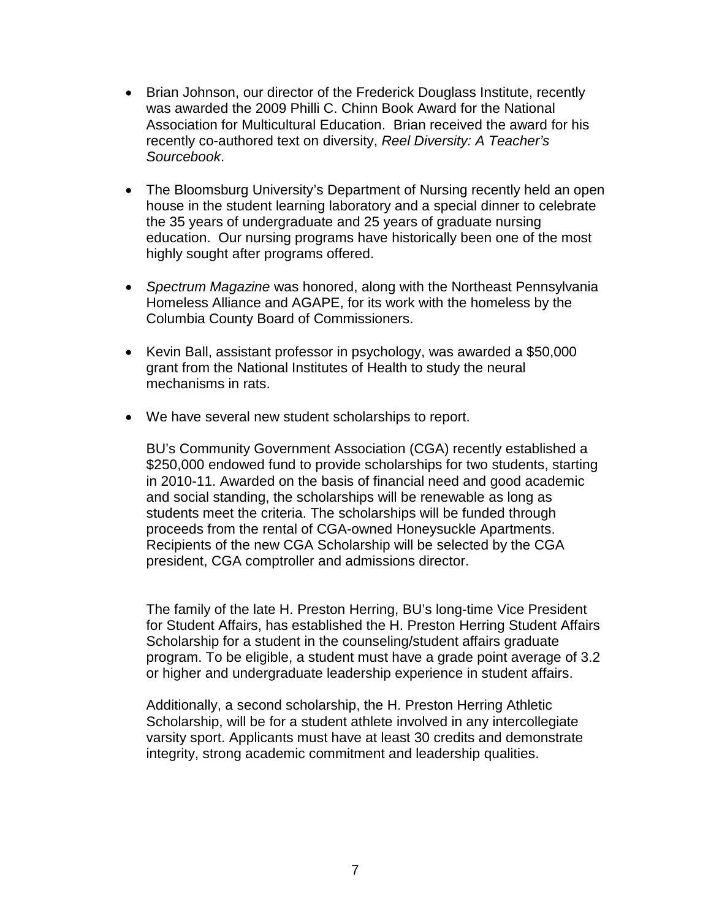- Brian Johnson, our director of the Frederick Douglass Institute, recently was awarded the 2009 Philli C. Chinn Book Award for the National Association for Multicultural Education. Brian received the award for his recently co-authored text on diversity, *Reel Diversity: A Teacher's Sourcebook*.

- The Bloomsburg University's Department of Nursing recently held an open house in the student learning laboratory and a special dinner to celebrate the 35 years of undergraduate and 25 years of graduate nursing education. Our nursing programs have historically been one of the most highly sought after programs offered.

- *Spectrum Magazine* was honored, along with the Northeast Pennsylvania Homeless Alliance and AGAPE, for its work with the homeless by the Columbia County Board of Commissioners.

- Kevin Ball, assistant professor in psychology, was awarded a $50,000 grant from the National Institutes of Health to study the neural mechanisms in rats.

- We have several new student scholarships to report.

  BU's Community Government Association (CGA) recently established a $250,000 endowed fund to provide scholarships for two students, starting in 2010-11. Awarded on the basis of financial need and good academic and social standing, the scholarships will be renewable as long as students meet the criteria. The scholarships will be funded through proceeds from the rental of CGA-owned Honeysuckle Apartments. Recipients of the new CGA Scholarship will be selected by the CGA president, CGA comptroller and admissions director.

  The family of the late H. Preston Herring, BU's long-time Vice President for Student Affairs, has established the H. Preston Herring Student Affairs Scholarship for a student in the counseling/student affairs graduate program. To be eligible, a student must have a grade point average of 3.2 or higher and undergraduate leadership experience in student affairs.

  Additionally, a second scholarship, the H. Preston Herring Athletic Scholarship, will be for a student athlete involved in any intercollegiate varsity sport. Applicants must have at least 30 credits and demonstrate integrity, strong academic commitment and leadership qualities.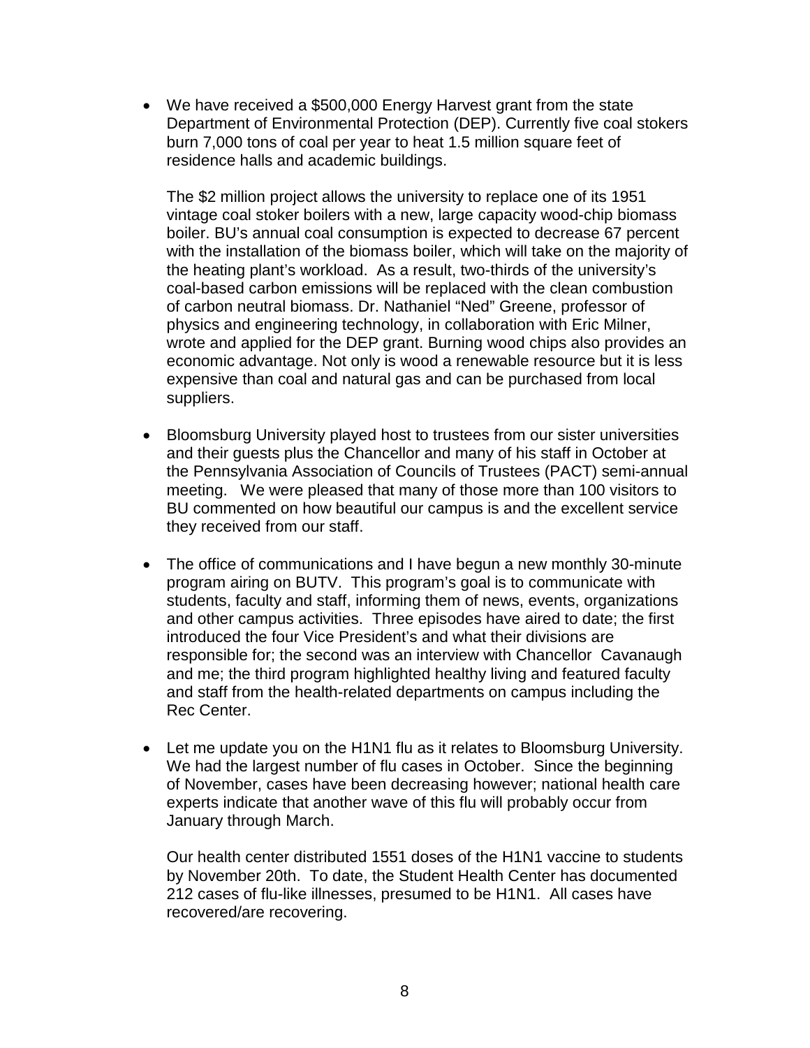- We have received a $500,000 Energy Harvest grant from the state Department of Environmental Protection (DEP). Currently five coal stokers burn 7,000 tons of coal per year to heat 1.5 million square feet of residence halls and academic buildings.

  The $2 million project allows the university to replace one of its 1951 vintage coal stoker boilers with a new, large capacity wood-chip biomass boiler. BU's annual coal consumption is expected to decrease 67 percent with the installation of the biomass boiler, which will take on the majority of the heating plant's workload. As a result, two-thirds of the university's coal-based carbon emissions will be replaced with the clean combustion of carbon neutral biomass. Dr. Nathaniel "Ned" Greene, professor of physics and engineering technology, in collaboration with Eric Milner, wrote and applied for the DEP grant. Burning wood chips also provides an economic advantage. Not only is wood a renewable resource but it is less expensive than coal and natural gas and can be purchased from local suppliers.

- Bloomsburg University played host to trustees from our sister universities and their guests plus the Chancellor and many of his staff in October at the Pennsylvania Association of Councils of Trustees (PACT) semi-annual meeting. We were pleased that many of those more than 100 visitors to BU commented on how beautiful our campus is and the excellent service they received from our staff.

- The office of communications and I have begun a new monthly 30-minute program airing on BUTV. This program's goal is to communicate with students, faculty and staff, informing them of news, events, organizations and other campus activities. Three episodes have aired to date; the first introduced the four Vice President's and what their divisions are responsible for; the second was an interview with Chancellor Cavanaugh and me; the third program highlighted healthy living and featured faculty and staff from the health-related departments on campus including the Rec Center.

- Let me update you on the H1N1 flu as it relates to Bloomsburg University. We had the largest number of flu cases in October. Since the beginning of November, cases have been decreasing however; national health care experts indicate that another wave of this flu will probably occur from January through March.

  Our health center distributed 1551 doses of the H1N1 vaccine to students by November 20th. To date, the Student Health Center has documented 212 cases of flu-like illnesses, presumed to be H1N1. All cases have recovered/are recovering.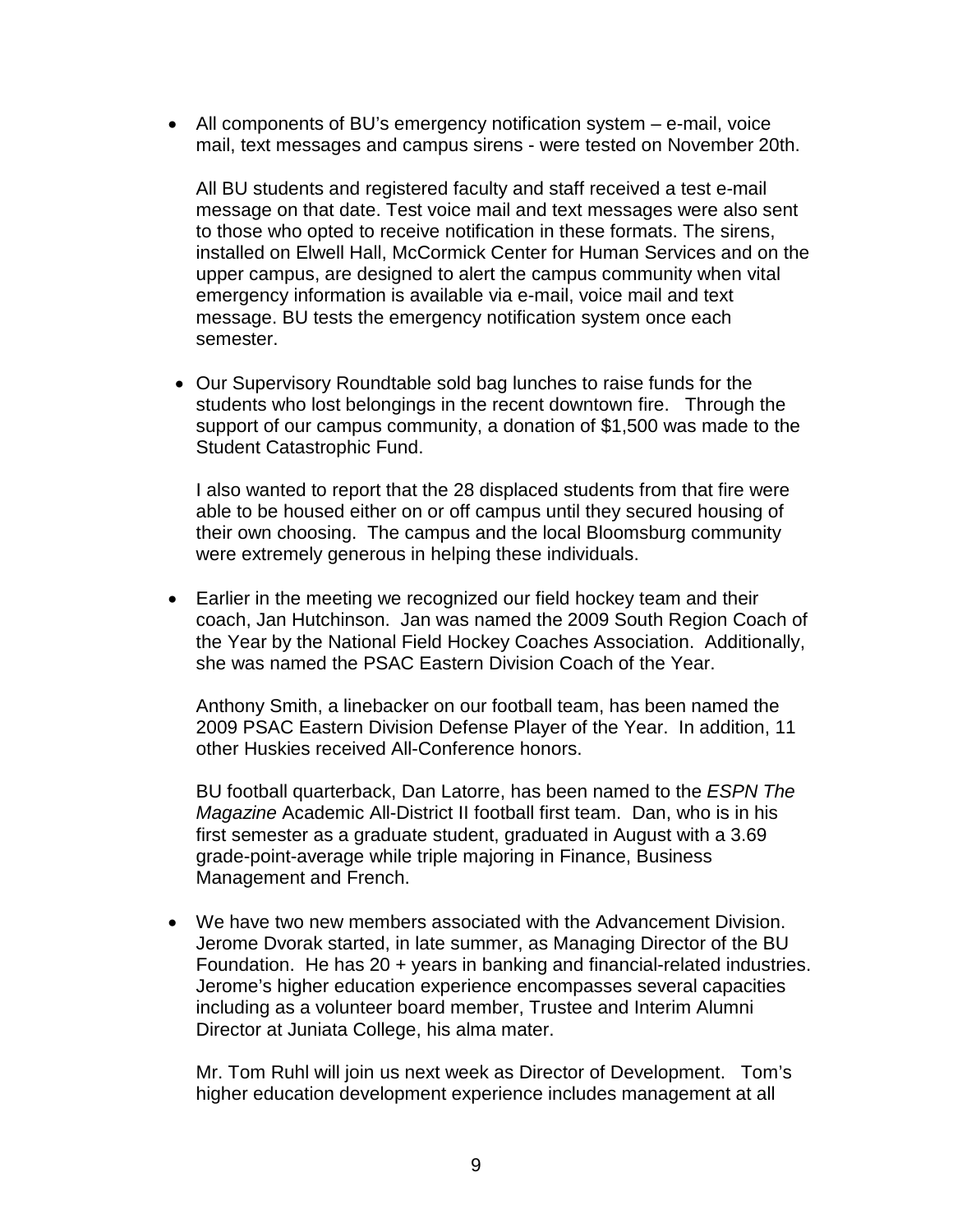- All components of BU's emergency notification system – e-mail, voice mail, text messages and campus sirens - were tested on November 20th.

  All BU students and registered faculty and staff received a test e-mail message on that date. Test voice mail and text messages were also sent to those who opted to receive notification in these formats. The sirens, installed on Elwell Hall, McCormick Center for Human Services and on the upper campus, are designed to alert the campus community when vital emergency information is available via e-mail, voice mail and text message. BU tests the emergency notification system once each semester.

- Our Supervisory Roundtable sold bag lunches to raise funds for the students who lost belongings in the recent downtown fire. Through the support of our campus community, a donation of $1,500 was made to the Student Catastrophic Fund.

  I also wanted to report that the 28 displaced students from that fire were able to be housed either on or off campus until they secured housing of their own choosing. The campus and the local Bloomsburg community were extremely generous in helping these individuals.

- Earlier in the meeting we recognized our field hockey team and their coach, Jan Hutchinson. Jan was named the 2009 South Region Coach of the Year by the National Field Hockey Coaches Association. Additionally, she was named the PSAC Eastern Division Coach of the Year.

  Anthony Smith, a linebacker on our football team, has been named the 2009 PSAC Eastern Division Defense Player of the Year. In addition, 11 other Huskies received All-Conference honors.

  BU football quarterback, Dan Latorre, has been named to the *ESPN The Magazine* Academic All-District II football first team. Dan, who is in his first semester as a graduate student, graduated in August with a 3.69 grade-point-average while triple majoring in Finance, Business Management and French.

- We have two new members associated with the Advancement Division. Jerome Dvorak started, in late summer, as Managing Director of the BU Foundation. He has 20 + years in banking and financial-related industries. Jerome's higher education experience encompasses several capacities including as a volunteer board member, Trustee and Interim Alumni Director at Juniata College, his alma mater.

  Mr. Tom Ruhl will join us next week as Director of Development. Tom's higher education development experience includes management at all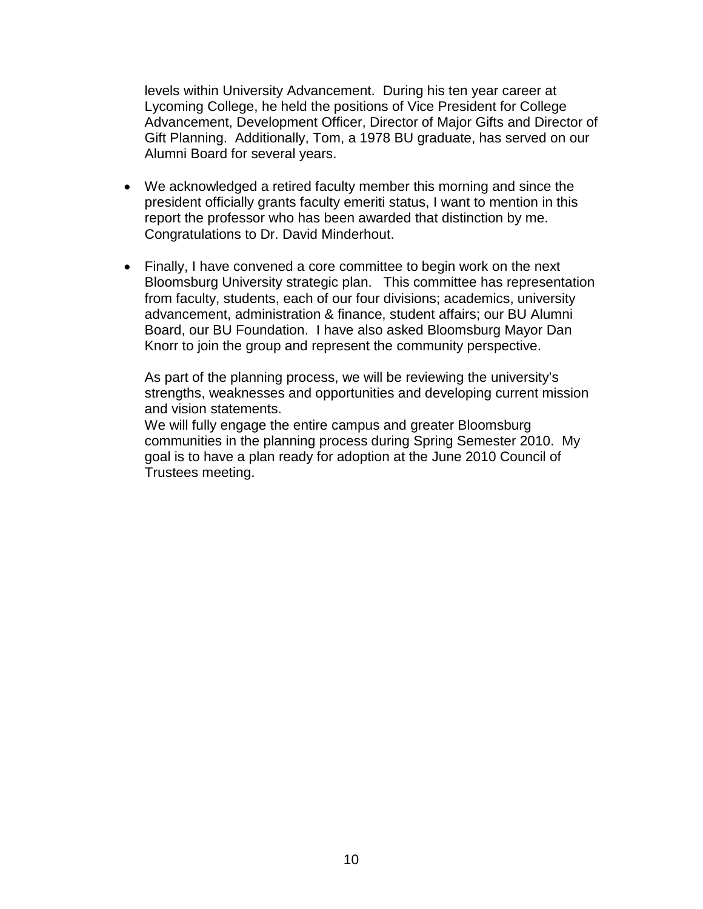levels within University Advancement. During his ten year career at Lycoming College, he held the positions of Vice President for College Advancement, Development Officer, Director of Major Gifts and Director of Gift Planning. Additionally, Tom, a 1978 BU graduate, has served on our Alumni Board for several years.

- We acknowledged a retired faculty member this morning and since the president officially grants faculty emeriti status, I want to mention in this report the professor who has been awarded that distinction by me. Congratulations to Dr. David Minderhout.

- Finally, I have convened a core committee to begin work on the next Bloomsburg University strategic plan. This committee has representation from faculty, students, each of our four divisions; academics, university advancement, administration & finance, student affairs; our BU Alumni Board, our BU Foundation. I have also asked Bloomsburg Mayor Dan Knorr to join the group and represent the community perspective.

  As part of the planning process, we will be reviewing the university's strengths, weaknesses and opportunities and developing current mission and vision statements.
  We will fully engage the entire campus and greater Bloomsburg communities in the planning process during Spring Semester 2010. My goal is to have a plan ready for adoption at the June 2010 Council of Trustees meeting.